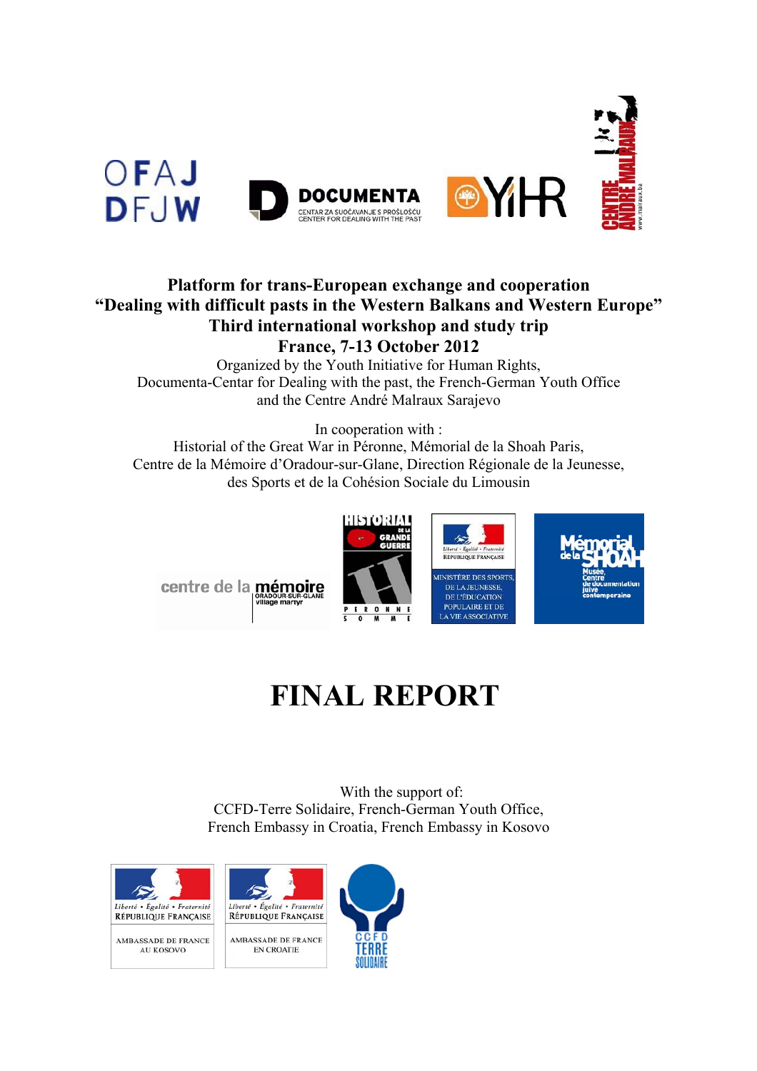**Platform for trans-European exchange and cooperation**
**"Dealing with difficult pasts in the Western Balkans and Western Europe"**
**Third international workshop and study trip**
**France, 7-13 October 2012**

Organized by the Youth Initiative for Human Rights,
Documenta-Centar for Dealing with the past, the French-German Youth Office
and the Centre André Malraux Sarajevo

In cooperation with :
Historial of the Great War in Péronne, Mémorial de la Shoah Paris,
Centre de la Mémoire d'Oradour-sur-Glane, Direction Régionale de la Jeunesse,
des Sports et de la Cohésion Sociale du Limousin

# FINAL REPORT

With the support of:
CCFD-Terre Solidaire, French-German Youth Office,
French Embassy in Croatia, French Embassy in Kosovo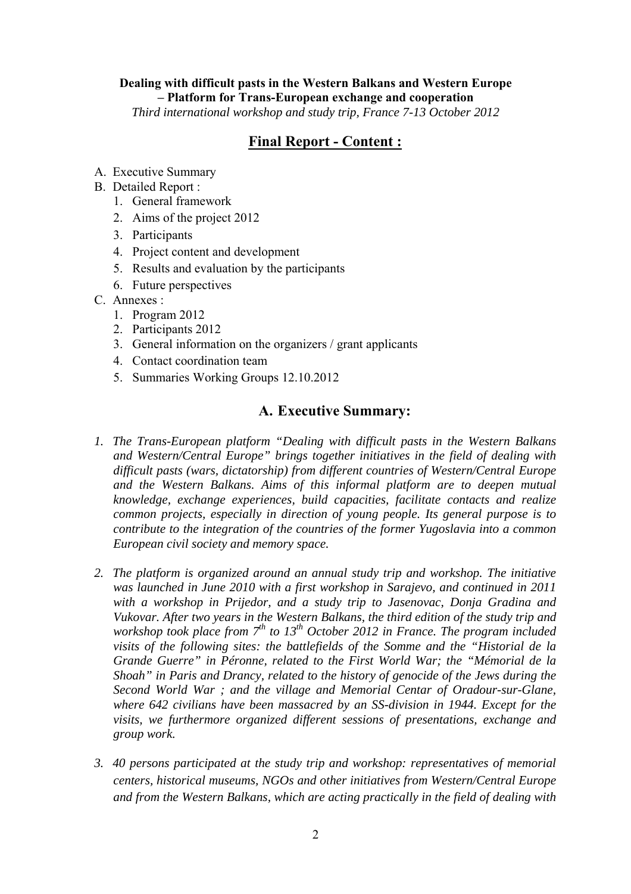**Dealing with difficult pasts in the Western Balkans and Western Europe – Platform for Trans-European exchange and cooperation**

*Third international workshop and study trip, France 7-13 October 2012*

# Final Report - Content :

- A. Executive Summary
- B. Detailed Report :
  1. General framework
  2. Aims of the project 2012
  3. Participants
  4. Project content and development
  5. Results and evaluation by the participants
  6. Future perspectives
- C. Annexes :
  1. Program 2012
  2. Participants 2012
  3. General information on the organizers / grant applicants
  4. Contact coordination team
  5. Summaries Working Groups 12.10.2012

## A. Executive Summary:

1. *The Trans-European platform "Dealing with difficult pasts in the Western Balkans and Western/Central Europe" brings together initiatives in the field of dealing with difficult pasts (wars, dictatorship) from different countries of Western/Central Europe and the Western Balkans. Aims of this informal platform are to deepen mutual knowledge, exchange experiences, build capacities, facilitate contacts and realize common projects, especially in direction of young people. Its general purpose is to contribute to the integration of the countries of the former Yugoslavia into a common European civil society and memory space.*

2. *The platform is organized around an annual study trip and workshop. The initiative was launched in June 2010 with a first workshop in Sarajevo, and continued in 2011 with a workshop in Prijedor, and a study trip to Jasenovac, Donja Gradina and Vukovar. After two years in the Western Balkans, the third edition of the study trip and workshop took place from 7th to 13th October 2012 in France. The program included visits of the following sites: the battlefields of the Somme and the "Historial de la Grande Guerre" in Péronne, related to the First World War; the "Mémorial de la Shoah" in Paris and Drancy, related to the history of genocide of the Jews during the Second World War ; and the village and Memorial Centar of Oradour-sur-Glane, where 642 civilians have been massacred by an SS-division in 1944. Except for the visits, we furthermore organized different sessions of presentations, exchange and group work.*

3. *40 persons participated at the study trip and workshop: representatives of memorial centers, historical museums, NGOs and other initiatives from Western/Central Europe and from the Western Balkans, which are acting practically in the field of dealing with*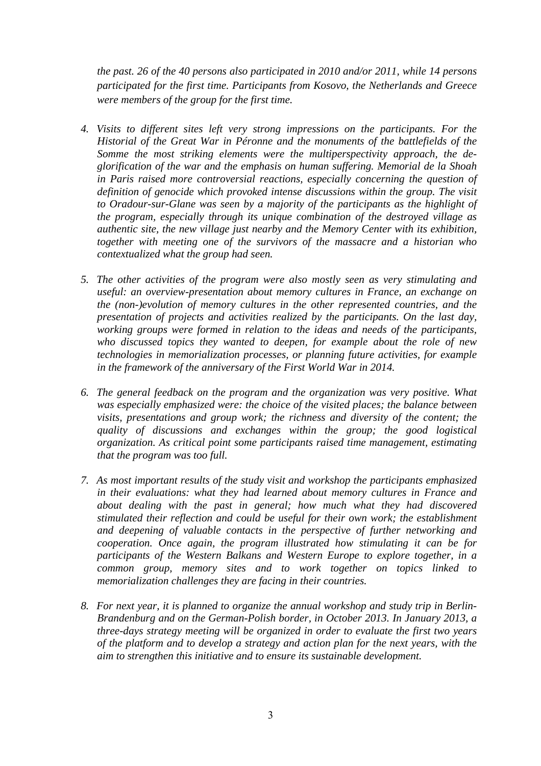*the past. 26 of the 40 persons also participated in 2010 and/or 2011, while 14 persons participated for the first time. Participants from Kosovo, the Netherlands and Greece were members of the group for the first time.*

4. *Visits to different sites left very strong impressions on the participants. For the Historial of the Great War in Péronne and the monuments of the battlefields of the Somme the most striking elements were the multiperspectivity approach, the de-glorification of the war and the emphasis on human suffering. Memorial de la Shoah in Paris raised more controversial reactions, especially concerning the question of definition of genocide which provoked intense discussions within the group. The visit to Oradour-sur-Glane was seen by a majority of the participants as the highlight of the program, especially through its unique combination of the destroyed village as authentic site, the new village just nearby and the Memory Center with its exhibition, together with meeting one of the survivors of the massacre and a historian who contextualized what the group had seen.*

5. *The other activities of the program were also mostly seen as very stimulating and useful: an overview-presentation about memory cultures in France, an exchange on the (non-)evolution of memory cultures in the other represented countries, and the presentation of projects and activities realized by the participants. On the last day, working groups were formed in relation to the ideas and needs of the participants, who discussed topics they wanted to deepen, for example about the role of new technologies in memorialization processes, or planning future activities, for example in the framework of the anniversary of the First World War in 2014.*

6. *The general feedback on the program and the organization was very positive. What was especially emphasized were: the choice of the visited places; the balance between visits, presentations and group work; the richness and diversity of the content; the quality of discussions and exchanges within the group; the good logistical organization. As critical point some participants raised time management, estimating that the program was too full.*

7. *As most important results of the study visit and workshop the participants emphasized in their evaluations: what they had learned about memory cultures in France and about dealing with the past in general; how much what they had discovered stimulated their reflection and could be useful for their own work; the establishment and deepening of valuable contacts in the perspective of further networking and cooperation. Once again, the program illustrated how stimulating it can be for participants of the Western Balkans and Western Europe to explore together, in a common group, memory sites and to work together on topics linked to memorialization challenges they are facing in their countries.*

8. *For next year, it is planned to organize the annual workshop and study trip in Berlin-Brandenburg and on the German-Polish border, in October 2013. In January 2013, a three-days strategy meeting will be organized in order to evaluate the first two years of the platform and to develop a strategy and action plan for the next years, with the aim to strengthen this initiative and to ensure its sustainable development.*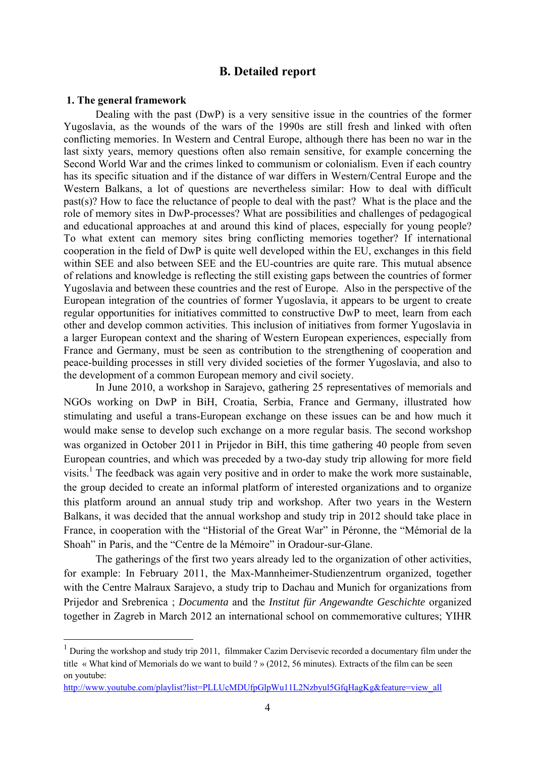## B. Detailed report

### 1. The general framework

Dealing with the past (DwP) is a very sensitive issue in the countries of the former Yugoslavia, as the wounds of the wars of the 1990s are still fresh and linked with often conflicting memories. In Western and Central Europe, although there has been no war in the last sixty years, memory questions often also remain sensitive, for example concerning the Second World War and the crimes linked to communism or colonialism. Even if each country has its specific situation and if the distance of war differs in Western/Central Europe and the Western Balkans, a lot of questions are nevertheless similar: How to deal with difficult past(s)? How to face the reluctance of people to deal with the past? What is the place and the role of memory sites in DwP-processes? What are possibilities and challenges of pedagogical and educational approaches at and around this kind of places, especially for young people? To what extent can memory sites bring conflicting memories together? If international cooperation in the field of DwP is quite well developed within the EU, exchanges in this field within SEE and also between SEE and the EU-countries are quite rare. This mutual absence of relations and knowledge is reflecting the still existing gaps between the countries of former Yugoslavia and between these countries and the rest of Europe. Also in the perspective of the European integration of the countries of former Yugoslavia, it appears to be urgent to create regular opportunities for initiatives committed to constructive DwP to meet, learn from each other and develop common activities. This inclusion of initiatives from former Yugoslavia in a larger European context and the sharing of Western European experiences, especially from France and Germany, must be seen as contribution to the strengthening of cooperation and peace-building processes in still very divided societies of the former Yugoslavia, and also to the development of a common European memory and civil society.

In June 2010, a workshop in Sarajevo, gathering 25 representatives of memorials and NGOs working on DwP in BiH, Croatia, Serbia, France and Germany, illustrated how stimulating and useful a trans-European exchange on these issues can be and how much it would make sense to develop such exchange on a more regular basis. The second workshop was organized in October 2011 in Prijedor in BiH, this time gathering 40 people from seven European countries, and which was preceded by a two-day study trip allowing for more field visits.[1] The feedback was again very positive and in order to make the work more sustainable, the group decided to create an informal platform of interested organizations and to organize this platform around an annual study trip and workshop. After two years in the Western Balkans, it was decided that the annual workshop and study trip in 2012 should take place in France, in cooperation with the "Historial of the Great War" in Péronne, the "Mémorial de la Shoah" in Paris, and the "Centre de la Mémoire" in Oradour-sur-Glane.

The gatherings of the first two years already led to the organization of other activities, for example: In February 2011, the Max-Mannheimer-Studienzentrum organized, together with the Centre Malraux Sarajevo, a study trip to Dachau and Munich for organizations from Prijedor and Srebrenica ; *Documenta* and the *Institut für Angewandte Geschichte* organized together in Zagreb in March 2012 an international school on commemorative cultures; YIHR

---

[1] During the workshop and study trip 2011, filmmaker Cazim Dervisevic recorded a documentary film under the title « What kind of Memorials do we want to build ? » (2012, 56 minutes). Extracts of the film can be seen on youtube: http://www.youtube.com/playlist?list=PLLUcMDUfpGlpWu11L2Nzbyul5GfqHagKg&feature=view_all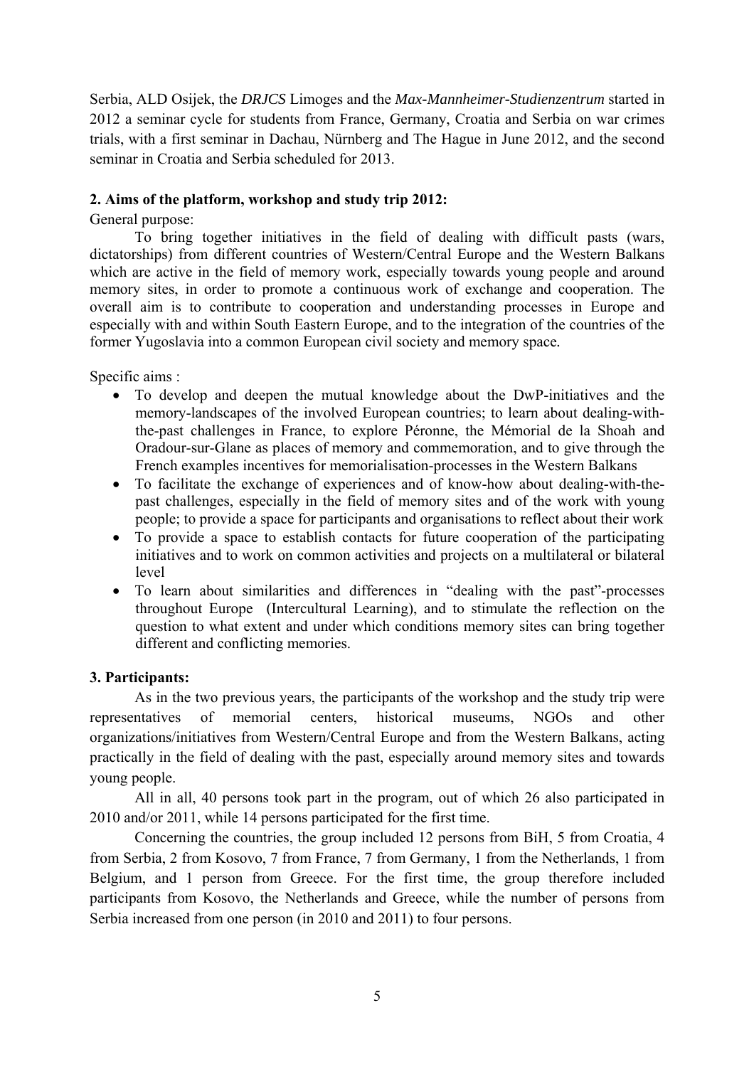Serbia, ALD Osijek, the *DRJCS* Limoges and the *Max-Mannheimer-Studienzentrum* started in 2012 a seminar cycle for students from France, Germany, Croatia and Serbia on war crimes trials, with a first seminar in Dachau, Nürnberg and The Hague in June 2012, and the second seminar in Croatia and Serbia scheduled for 2013.

## 2. Aims of the platform, workshop and study trip 2012:

General purpose:

To bring together initiatives in the field of dealing with difficult pasts (wars, dictatorships) from different countries of Western/Central Europe and the Western Balkans which are active in the field of memory work, especially towards young people and around memory sites, in order to promote a continuous work of exchange and cooperation. The overall aim is to contribute to cooperation and understanding processes in Europe and especially with and within South Eastern Europe, and to the integration of the countries of the former Yugoslavia into a common European civil society and memory space.

Specific aims :

- To develop and deepen the mutual knowledge about the DwP-initiatives and the memory-landscapes of the involved European countries; to learn about dealing-with-the-past challenges in France, to explore Péronne, the Mémorial de la Shoah and Oradour-sur-Glane as places of memory and commemoration, and to give through the French examples incentives for memorialisation-processes in the Western Balkans
- To facilitate the exchange of experiences and of know-how about dealing-with-the-past challenges, especially in the field of memory sites and of the work with young people; to provide a space for participants and organisations to reflect about their work
- To provide a space to establish contacts for future cooperation of the participating initiatives and to work on common activities and projects on a multilateral or bilateral level
- To learn about similarities and differences in "dealing with the past"-processes throughout Europe (Intercultural Learning), and to stimulate the reflection on the question to what extent and under which conditions memory sites can bring together different and conflicting memories.

## 3. Participants:

As in the two previous years, the participants of the workshop and the study trip were representatives of memorial centers, historical museums, NGOs and other organizations/initiatives from Western/Central Europe and from the Western Balkans, acting practically in the field of dealing with the past, especially around memory sites and towards young people.

All in all, 40 persons took part in the program, out of which 26 also participated in 2010 and/or 2011, while 14 persons participated for the first time.

Concerning the countries, the group included 12 persons from BiH, 5 from Croatia, 4 from Serbia, 2 from Kosovo, 7 from France, 7 from Germany, 1 from the Netherlands, 1 from Belgium, and 1 person from Greece. For the first time, the group therefore included participants from Kosovo, the Netherlands and Greece, while the number of persons from Serbia increased from one person (in 2010 and 2011) to four persons.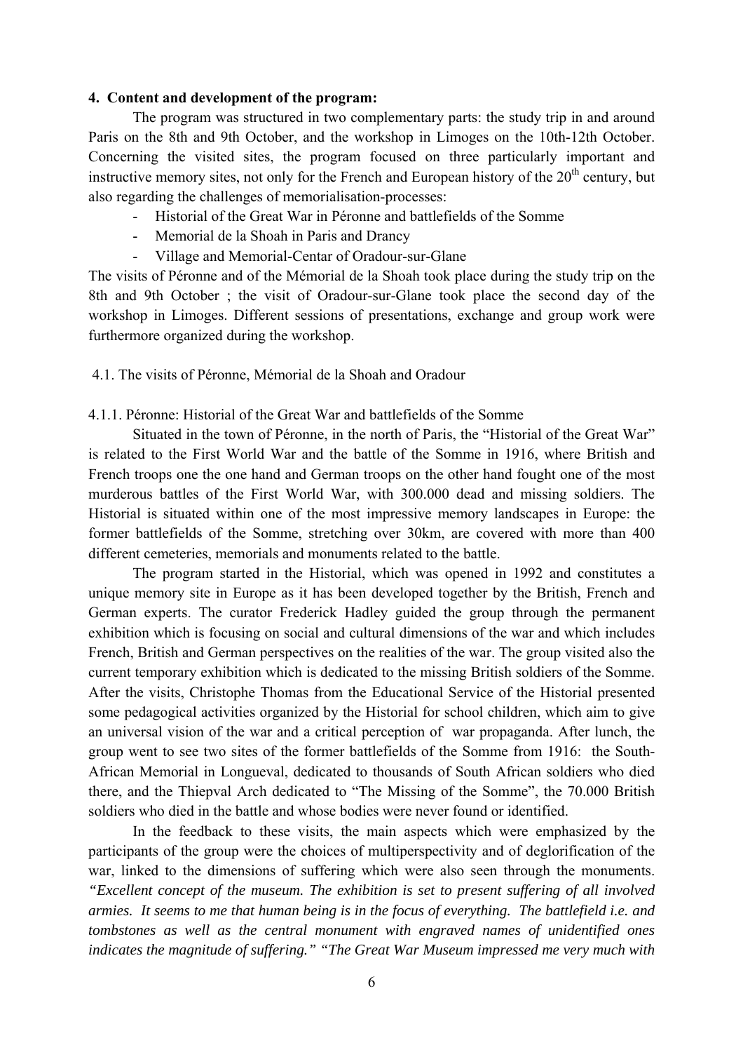**4. Content and development of the program:**

The program was structured in two complementary parts: the study trip in and around Paris on the 8th and 9th October, and the workshop in Limoges on the 10th-12th October. Concerning the visited sites, the program focused on three particularly important and instructive memory sites, not only for the French and European history of the 20th century, but also regarding the challenges of memorialisation-processes:

- Historial of the Great War in Péronne and battlefields of the Somme
- Memorial de la Shoah in Paris and Drancy
- Village and Memorial-Centar of Oradour-sur-Glane

The visits of Péronne and of the Mémorial de la Shoah took place during the study trip on the 8th and 9th October ; the visit of Oradour-sur-Glane took place the second day of the workshop in Limoges. Different sessions of presentations, exchange and group work were furthermore organized during the workshop.

4.1. The visits of Péronne, Mémorial de la Shoah and Oradour

4.1.1. Péronne: Historial of the Great War and battlefields of the Somme

Situated in the town of Péronne, in the north of Paris, the "Historial of the Great War" is related to the First World War and the battle of the Somme in 1916, where British and French troops one the one hand and German troops on the other hand fought one of the most murderous battles of the First World War, with 300.000 dead and missing soldiers. The Historial is situated within one of the most impressive memory landscapes in Europe: the former battlefields of the Somme, stretching over 30km, are covered with more than 400 different cemeteries, memorials and monuments related to the battle.

The program started in the Historial, which was opened in 1992 and constitutes a unique memory site in Europe as it has been developed together by the British, French and German experts. The curator Frederick Hadley guided the group through the permanent exhibition which is focusing on social and cultural dimensions of the war and which includes French, British and German perspectives on the realities of the war. The group visited also the current temporary exhibition which is dedicated to the missing British soldiers of the Somme. After the visits, Christophe Thomas from the Educational Service of the Historial presented some pedagogical activities organized by the Historial for school children, which aim to give an universal vision of the war and a critical perception of war propaganda. After lunch, the group went to see two sites of the former battlefields of the Somme from 1916: the South-African Memorial in Longueval, dedicated to thousands of South African soldiers who died there, and the Thiepval Arch dedicated to "The Missing of the Somme", the 70.000 British soldiers who died in the battle and whose bodies were never found or identified.

In the feedback to these visits, the main aspects which were emphasized by the participants of the group were the choices of multiperspectivity and of deglorification of the war, linked to the dimensions of suffering which were also seen through the monuments. *"Excellent concept of the museum. The exhibition is set to present suffering of all involved armies. It seems to me that human being is in the focus of everything. The battlefield i.e. and tombstones as well as the central monument with engraved names of unidentified ones indicates the magnitude of suffering." "The Great War Museum impressed me very much with*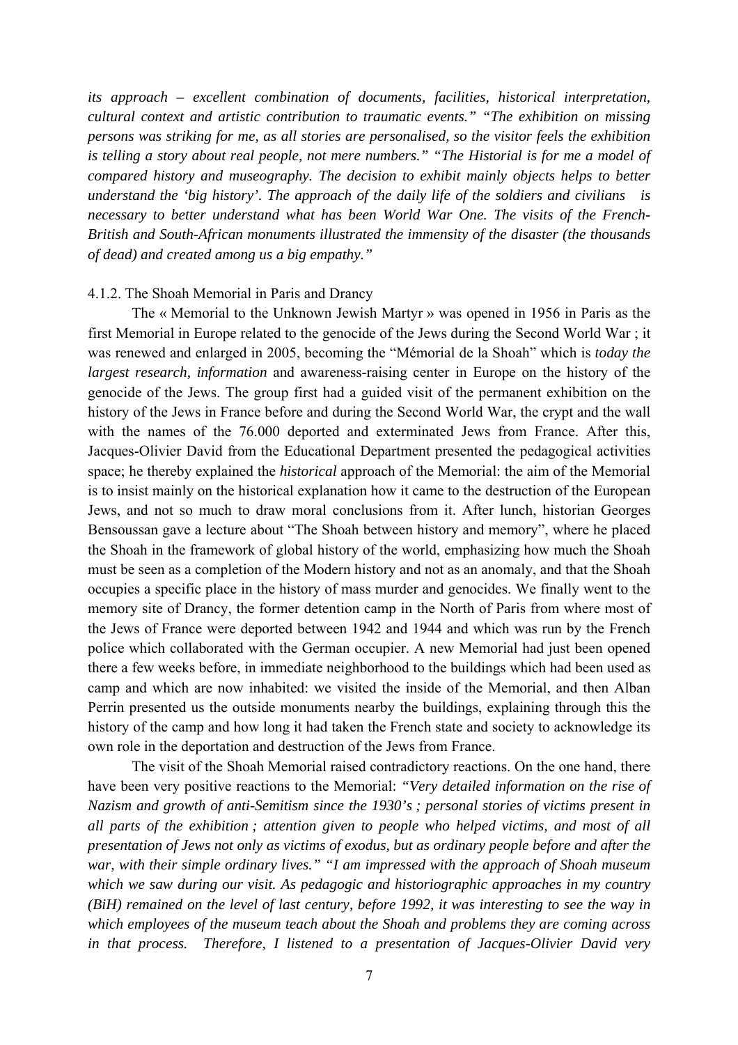*its approach – excellent combination of documents, facilities, historical interpretation, cultural context and artistic contribution to traumatic events." "The exhibition on missing persons was striking for me, as all stories are personalised, so the visitor feels the exhibition is telling a story about real people, not mere numbers." "The Historial is for me a model of compared history and museography. The decision to exhibit mainly objects helps to better understand the 'big history'. The approach of the daily life of the soldiers and civilians is necessary to better understand what has been World War One. The visits of the French-British and South-African monuments illustrated the immensity of the disaster (the thousands of dead) and created among us a big empathy."*

4.1.2. The Shoah Memorial in Paris and Drancy

The « Memorial to the Unknown Jewish Martyr » was opened in 1956 in Paris as the first Memorial in Europe related to the genocide of the Jews during the Second World War ; it was renewed and enlarged in 2005, becoming the "Mémorial de la Shoah" which is *today the largest research, information* and awareness-raising center in Europe on the history of the genocide of the Jews. The group first had a guided visit of the permanent exhibition on the history of the Jews in France before and during the Second World War, the crypt and the wall with the names of the 76.000 deported and exterminated Jews from France. After this, Jacques-Olivier David from the Educational Department presented the pedagogical activities space; he thereby explained the *historical* approach of the Memorial: the aim of the Memorial is to insist mainly on the historical explanation how it came to the destruction of the European Jews, and not so much to draw moral conclusions from it. After lunch, historian Georges Bensoussan gave a lecture about "The Shoah between history and memory", where he placed the Shoah in the framework of global history of the world, emphasizing how much the Shoah must be seen as a completion of the Modern history and not as an anomaly, and that the Shoah occupies a specific place in the history of mass murder and genocides. We finally went to the memory site of Drancy, the former detention camp in the North of Paris from where most of the Jews of France were deported between 1942 and 1944 and which was run by the French police which collaborated with the German occupier. A new Memorial had just been opened there a few weeks before, in immediate neighborhood to the buildings which had been used as camp and which are now inhabited: we visited the inside of the Memorial, and then Alban Perrin presented us the outside monuments nearby the buildings, explaining through this the history of the camp and how long it had taken the French state and society to acknowledge its own role in the deportation and destruction of the Jews from France.

The visit of the Shoah Memorial raised contradictory reactions. On the one hand, there have been very positive reactions to the Memorial: *"Very detailed information on the rise of Nazism and growth of anti-Semitism since the 1930's ; personal stories of victims present in all parts of the exhibition ; attention given to people who helped victims, and most of all presentation of Jews not only as victims of exodus, but as ordinary people before and after the war, with their simple ordinary lives." "I am impressed with the approach of Shoah museum which we saw during our visit. As pedagogic and historiographic approaches in my country (BiH) remained on the level of last century, before 1992, it was interesting to see the way in which employees of the museum teach about the Shoah and problems they are coming across in that process. Therefore, I listened to a presentation of Jacques-Olivier David very*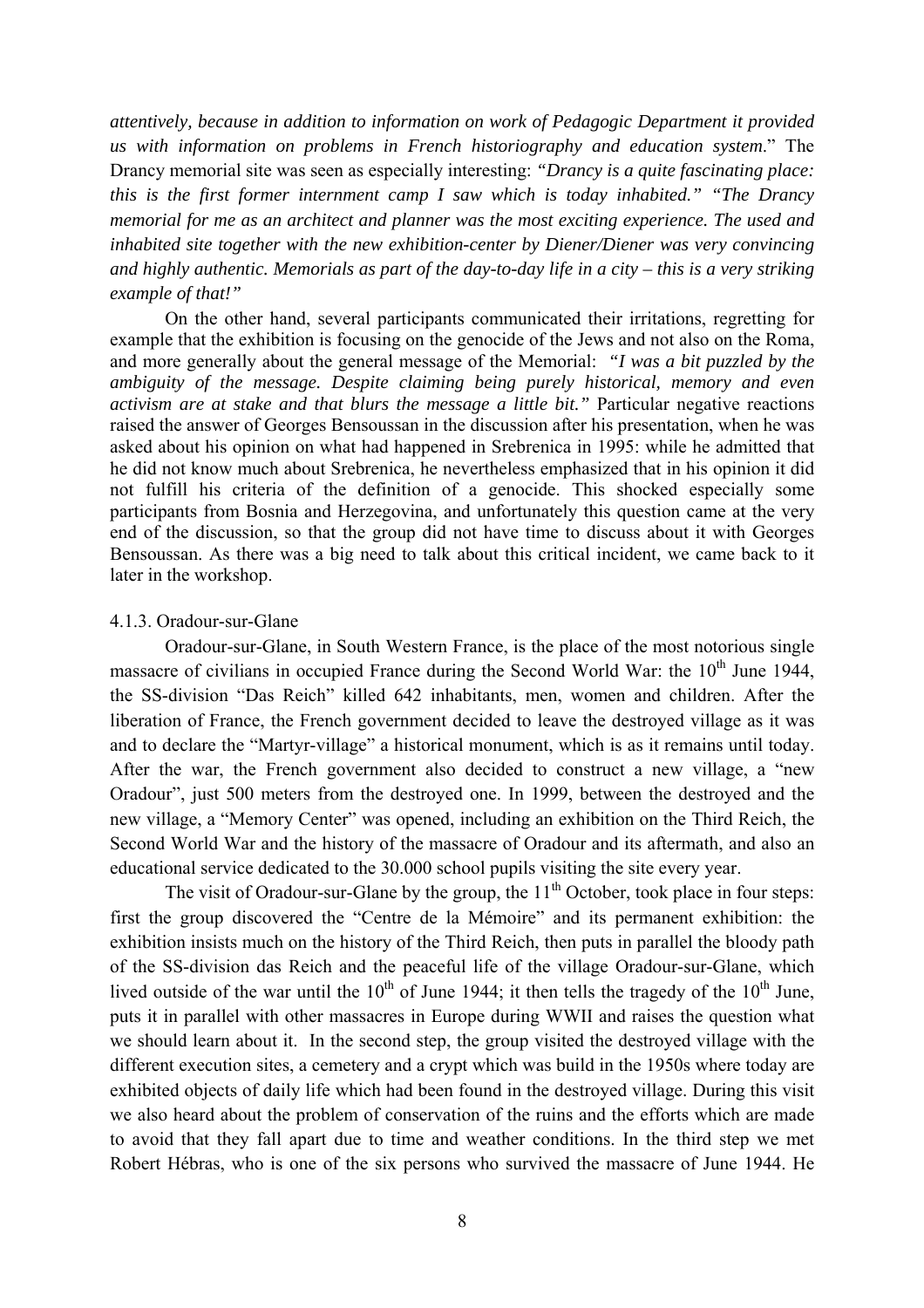*attentively, because in addition to information on work of Pedagogic Department it provided us with information on problems in French historiography and education system*." The Drancy memorial site was seen as especially interesting: *"Drancy is a quite fascinating place: this is the first former internment camp I saw which is today inhabited." "The Drancy memorial for me as an architect and planner was the most exciting experience. The used and inhabited site together with the new exhibition-center by Diener/Diener was very convincing and highly authentic. Memorials as part of the day-to-day life in a city – this is a very striking example of that!"*

On the other hand, several participants communicated their irritations, regretting for example that the exhibition is focusing on the genocide of the Jews and not also on the Roma, and more generally about the general message of the Memorial: *"I was a bit puzzled by the ambiguity of the message. Despite claiming being purely historical, memory and even activism are at stake and that blurs the message a little bit."* Particular negative reactions raised the answer of Georges Bensoussan in the discussion after his presentation, when he was asked about his opinion on what had happened in Srebrenica in 1995: while he admitted that he did not know much about Srebrenica, he nevertheless emphasized that in his opinion it did not fulfill his criteria of the definition of a genocide. This shocked especially some participants from Bosnia and Herzegovina, and unfortunately this question came at the very end of the discussion, so that the group did not have time to discuss about it with Georges Bensoussan. As there was a big need to talk about this critical incident, we came back to it later in the workshop.

#### 4.1.3. Oradour-sur-Glane

Oradour-sur-Glane, in South Western France, is the place of the most notorious single massacre of civilians in occupied France during the Second World War: the 10th June 1944, the SS-division "Das Reich" killed 642 inhabitants, men, women and children. After the liberation of France, the French government decided to leave the destroyed village as it was and to declare the "Martyr-village" a historical monument, which is as it remains until today. After the war, the French government also decided to construct a new village, a "new Oradour", just 500 meters from the destroyed one. In 1999, between the destroyed and the new village, a "Memory Center" was opened, including an exhibition on the Third Reich, the Second World War and the history of the massacre of Oradour and its aftermath, and also an educational service dedicated to the 30.000 school pupils visiting the site every year.

The visit of Oradour-sur-Glane by the group, the 11th October, took place in four steps: first the group discovered the "Centre de la Mémoire" and its permanent exhibition: the exhibition insists much on the history of the Third Reich, then puts in parallel the bloody path of the SS-division das Reich and the peaceful life of the village Oradour-sur-Glane, which lived outside of the war until the 10th of June 1944; it then tells the tragedy of the 10th June, puts it in parallel with other massacres in Europe during WWII and raises the question what we should learn about it. In the second step, the group visited the destroyed village with the different execution sites, a cemetery and a crypt which was build in the 1950s where today are exhibited objects of daily life which had been found in the destroyed village. During this visit we also heard about the problem of conservation of the ruins and the efforts which are made to avoid that they fall apart due to time and weather conditions. In the third step we met Robert Hébras, who is one of the six persons who survived the massacre of June 1944. He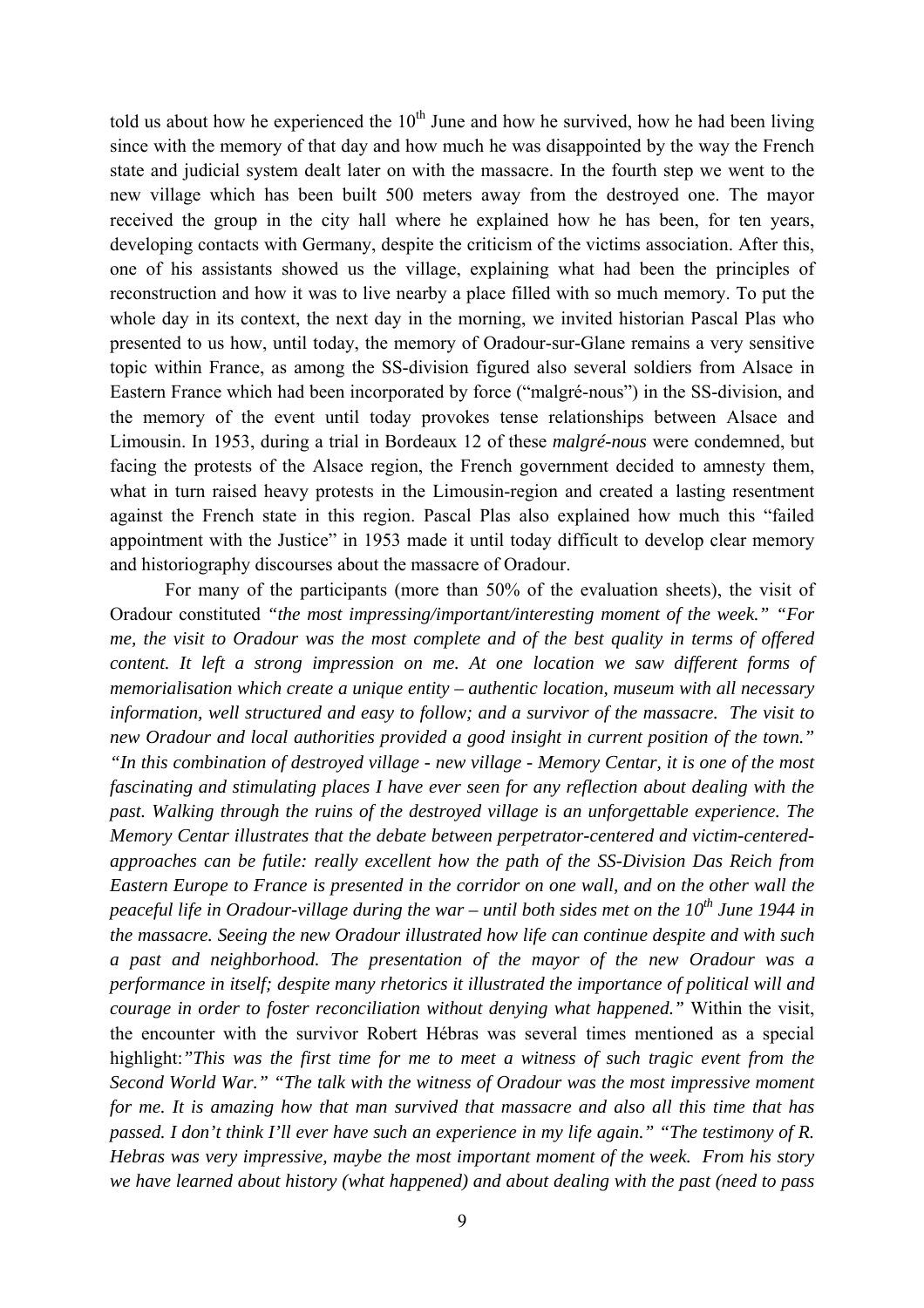told us about how he experienced the 10th June and how he survived, how he had been living since with the memory of that day and how much he was disappointed by the way the French state and judicial system dealt later on with the massacre. In the fourth step we went to the new village which has been built 500 meters away from the destroyed one. The mayor received the group in the city hall where he explained how he has been, for ten years, developing contacts with Germany, despite the criticism of the victims association. After this, one of his assistants showed us the village, explaining what had been the principles of reconstruction and how it was to live nearby a place filled with so much memory. To put the whole day in its context, the next day in the morning, we invited historian Pascal Plas who presented to us how, until today, the memory of Oradour-sur-Glane remains a very sensitive topic within France, as among the SS-division figured also several soldiers from Alsace in Eastern France which had been incorporated by force ("malgré-nous") in the SS-division, and the memory of the event until today provokes tense relationships between Alsace and Limousin. In 1953, during a trial in Bordeaux 12 of these *malgré-nous* were condemned, but facing the protests of the Alsace region, the French government decided to amnesty them, what in turn raised heavy protests in the Limousin-region and created a lasting resentment against the French state in this region. Pascal Plas also explained how much this "failed appointment with the Justice" in 1953 made it until today difficult to develop clear memory and historiography discourses about the massacre of Oradour.

For many of the participants (more than 50% of the evaluation sheets), the visit of Oradour constituted *"the most impressing/important/interesting moment of the week." "For me, the visit to Oradour was the most complete and of the best quality in terms of offered content. It left a strong impression on me. At one location we saw different forms of memorialisation which create a unique entity – authentic location, museum with all necessary information, well structured and easy to follow; and a survivor of the massacre. The visit to new Oradour and local authorities provided a good insight in current position of the town." "In this combination of destroyed village - new village - Memory Centar, it is one of the most fascinating and stimulating places I have ever seen for any reflection about dealing with the past. Walking through the ruins of the destroyed village is an unforgettable experience. The Memory Centar illustrates that the debate between perpetrator-centered and victim-centered-approaches can be futile: really excellent how the path of the SS-Division Das Reich from Eastern Europe to France is presented in the corridor on one wall, and on the other wall the peaceful life in Oradour-village during the war – until both sides met on the 10th June 1944 in the massacre. Seeing the new Oradour illustrated how life can continue despite and with such a past and neighborhood. The presentation of the mayor of the new Oradour was a performance in itself; despite many rhetorics it illustrated the importance of political will and courage in order to foster reconciliation without denying what happened."* Within the visit, the encounter with the survivor Robert Hébras was several times mentioned as a special highlight:*"This was the first time for me to meet a witness of such tragic event from the Second World War." "The talk with the witness of Oradour was the most impressive moment for me. It is amazing how that man survived that massacre and also all this time that has passed. I don't think I'll ever have such an experience in my life again." "The testimony of R. Hebras was very impressive, maybe the most important moment of the week. From his story we have learned about history (what happened) and about dealing with the past (need to pass*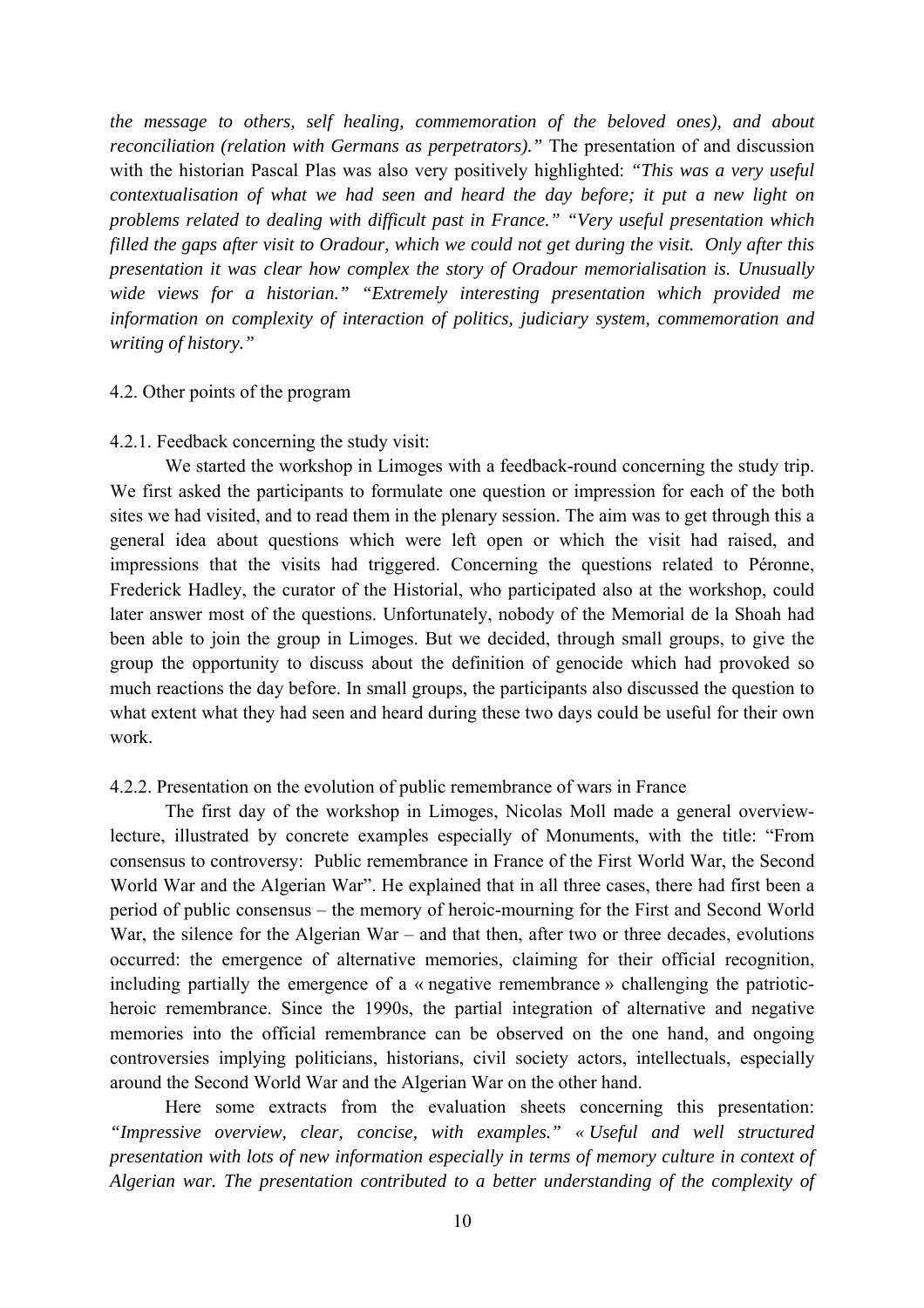*the message to others, self healing, commemoration of the beloved ones), and about reconciliation (relation with Germans as perpetrators)."* The presentation of and discussion with the historian Pascal Plas was also very positively highlighted: *"This was a very useful contextualisation of what we had seen and heard the day before; it put a new light on problems related to dealing with difficult past in France." "Very useful presentation which filled the gaps after visit to Oradour, which we could not get during the visit. Only after this presentation it was clear how complex the story of Oradour memorialisation is. Unusually wide views for a historian." "Extremely interesting presentation which provided me information on complexity of interaction of politics, judiciary system, commemoration and writing of history."*

4.2. Other points of the program

4.2.1. Feedback concerning the study visit:

We started the workshop in Limoges with a feedback-round concerning the study trip. We first asked the participants to formulate one question or impression for each of the both sites we had visited, and to read them in the plenary session. The aim was to get through this a general idea about questions which were left open or which the visit had raised, and impressions that the visits had triggered. Concerning the questions related to Péronne, Frederick Hadley, the curator of the Historial, who participated also at the workshop, could later answer most of the questions. Unfortunately, nobody of the Memorial de la Shoah had been able to join the group in Limoges. But we decided, through small groups, to give the group the opportunity to discuss about the definition of genocide which had provoked so much reactions the day before. In small groups, the participants also discussed the question to what extent what they had seen and heard during these two days could be useful for their own work.

4.2.2. Presentation on the evolution of public remembrance of wars in France

The first day of the workshop in Limoges, Nicolas Moll made a general overview-lecture, illustrated by concrete examples especially of Monuments, with the title: "From consensus to controversy: Public remembrance in France of the First World War, the Second World War and the Algerian War". He explained that in all three cases, there had first been a period of public consensus – the memory of heroic-mourning for the First and Second World War, the silence for the Algerian War – and that then, after two or three decades, evolutions occurred: the emergence of alternative memories, claiming for their official recognition, including partially the emergence of a « negative remembrance » challenging the patriotic-heroic remembrance. Since the 1990s, the partial integration of alternative and negative memories into the official remembrance can be observed on the one hand, and ongoing controversies implying politicians, historians, civil society actors, intellectuals, especially around the Second World War and the Algerian War on the other hand.

Here some extracts from the evaluation sheets concerning this presentation: *"Impressive overview, clear, concise, with examples." « Useful and well structured presentation with lots of new information especially in terms of memory culture in context of Algerian war. The presentation contributed to a better understanding of the complexity of*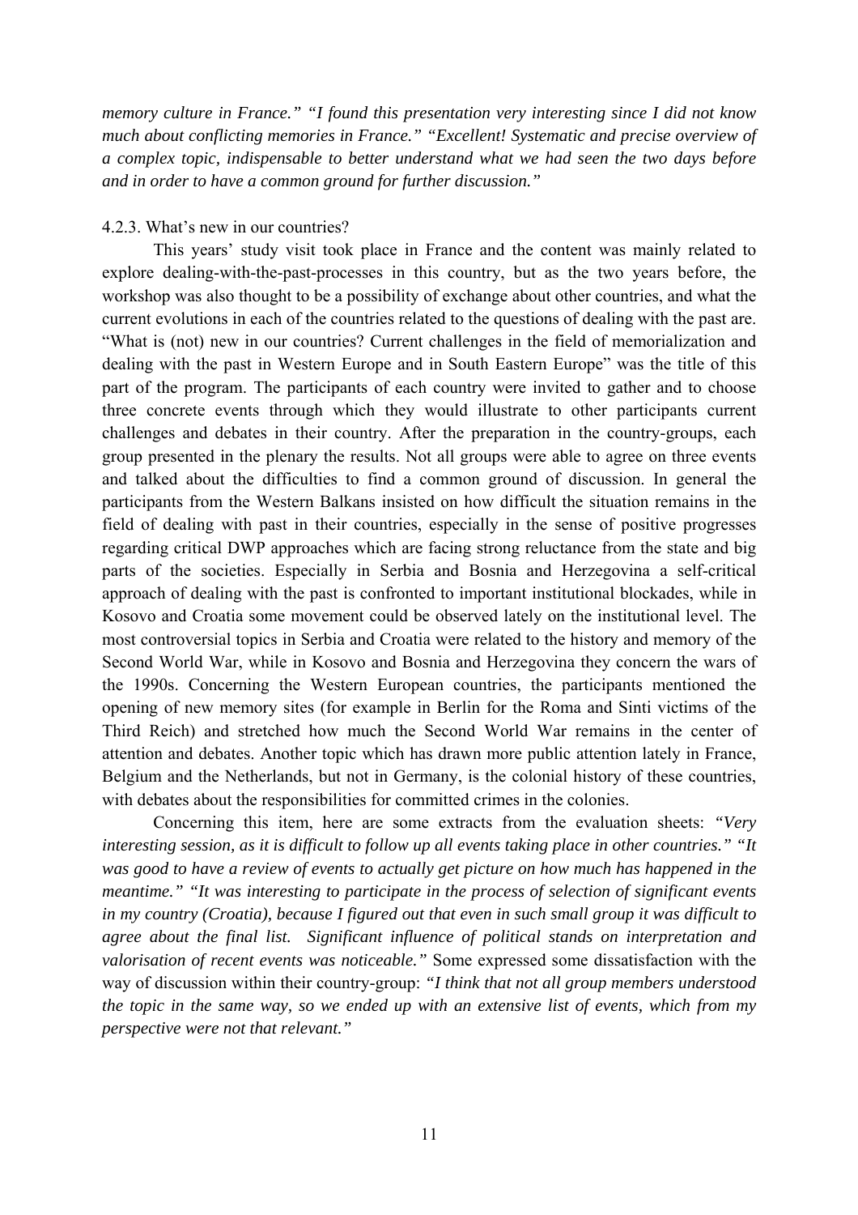*memory culture in France." "I found this presentation very interesting since I did not know much about conflicting memories in France." "Excellent! Systematic and precise overview of a complex topic, indispensable to better understand what we had seen the two days before and in order to have a common ground for further discussion."*

4.2.3. What's new in our countries?

This years' study visit took place in France and the content was mainly related to explore dealing-with-the-past-processes in this country, but as the two years before, the workshop was also thought to be a possibility of exchange about other countries, and what the current evolutions in each of the countries related to the questions of dealing with the past are. "What is (not) new in our countries? Current challenges in the field of memorialization and dealing with the past in Western Europe and in South Eastern Europe" was the title of this part of the program. The participants of each country were invited to gather and to choose three concrete events through which they would illustrate to other participants current challenges and debates in their country. After the preparation in the country-groups, each group presented in the plenary the results. Not all groups were able to agree on three events and talked about the difficulties to find a common ground of discussion. In general the participants from the Western Balkans insisted on how difficult the situation remains in the field of dealing with past in their countries, especially in the sense of positive progresses regarding critical DWP approaches which are facing strong reluctance from the state and big parts of the societies. Especially in Serbia and Bosnia and Herzegovina a self-critical approach of dealing with the past is confronted to important institutional blockades, while in Kosovo and Croatia some movement could be observed lately on the institutional level. The most controversial topics in Serbia and Croatia were related to the history and memory of the Second World War, while in Kosovo and Bosnia and Herzegovina they concern the wars of the 1990s. Concerning the Western European countries, the participants mentioned the opening of new memory sites (for example in Berlin for the Roma and Sinti victims of the Third Reich) and stretched how much the Second World War remains in the center of attention and debates. Another topic which has drawn more public attention lately in France, Belgium and the Netherlands, but not in Germany, is the colonial history of these countries, with debates about the responsibilities for committed crimes in the colonies.

Concerning this item, here are some extracts from the evaluation sheets: *"Very interesting session, as it is difficult to follow up all events taking place in other countries." "It was good to have a review of events to actually get picture on how much has happened in the meantime." "It was interesting to participate in the process of selection of significant events in my country (Croatia), because I figured out that even in such small group it was difficult to agree about the final list. Significant influence of political stands on interpretation and valorisation of recent events was noticeable."* Some expressed some dissatisfaction with the way of discussion within their country-group: *"I think that not all group members understood the topic in the same way, so we ended up with an extensive list of events, which from my perspective were not that relevant."*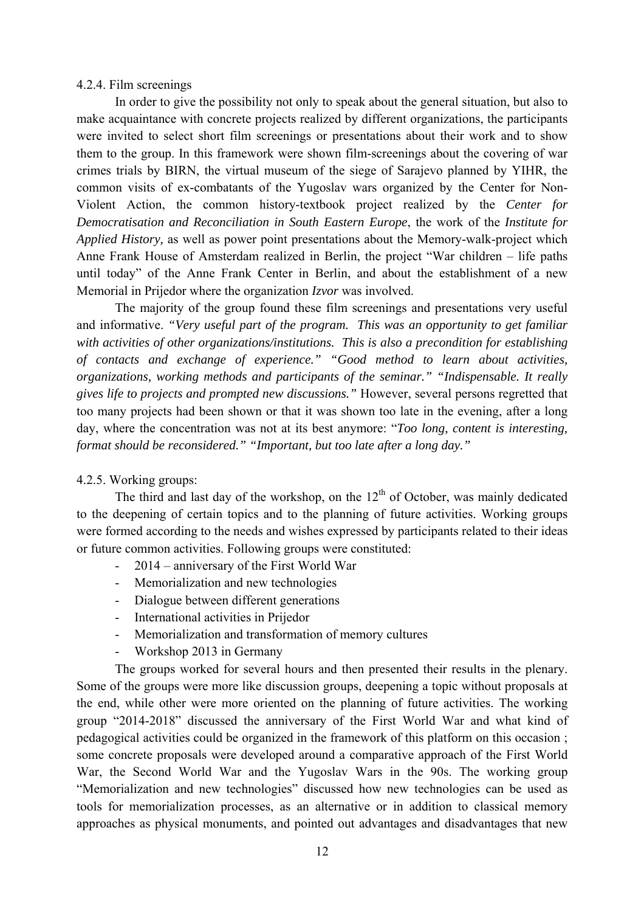4.2.4. Film screenings

In order to give the possibility not only to speak about the general situation, but also to make acquaintance with concrete projects realized by different organizations, the participants were invited to select short film screenings or presentations about their work and to show them to the group. In this framework were shown film-screenings about the covering of war crimes trials by BIRN, the virtual museum of the siege of Sarajevo planned by YIHR, the common visits of ex-combatants of the Yugoslav wars organized by the Center for Non-Violent Action, the common history-textbook project realized by the *Center for Democratisation and Reconciliation in South Eastern Europe*, the work of the *Institute for Applied History,* as well as power point presentations about the Memory-walk-project which Anne Frank House of Amsterdam realized in Berlin, the project "War children – life paths until today" of the Anne Frank Center in Berlin, and about the establishment of a new Memorial in Prijedor where the organization *Izvor* was involved.

The majority of the group found these film screenings and presentations very useful and informative. *"Very useful part of the program. This was an opportunity to get familiar with activities of other organizations/institutions. This is also a precondition for establishing of contacts and exchange of experience." "Good method to learn about activities, organizations, working methods and participants of the seminar." "Indispensable. It really gives life to projects and prompted new discussions."* However, several persons regretted that too many projects had been shown or that it was shown too late in the evening, after a long day, where the concentration was not at its best anymore: "*Too long, content is interesting, format should be reconsidered." "Important, but too late after a long day."*

4.2.5. Working groups:

The third and last day of the workshop, on the 12th of October, was mainly dedicated to the deepening of certain topics and to the planning of future activities. Working groups were formed according to the needs and wishes expressed by participants related to their ideas or future common activities. Following groups were constituted:

- 2014 – anniversary of the First World War
- Memorialization and new technologies
- Dialogue between different generations
- International activities in Prijedor
- Memorialization and transformation of memory cultures
- Workshop 2013 in Germany

The groups worked for several hours and then presented their results in the plenary. Some of the groups were more like discussion groups, deepening a topic without proposals at the end, while other were more oriented on the planning of future activities. The working group "2014-2018" discussed the anniversary of the First World War and what kind of pedagogical activities could be organized in the framework of this platform on this occasion ; some concrete proposals were developed around a comparative approach of the First World War, the Second World War and the Yugoslav Wars in the 90s. The working group "Memorialization and new technologies" discussed how new technologies can be used as tools for memorialization processes, as an alternative or in addition to classical memory approaches as physical monuments, and pointed out advantages and disadvantages that new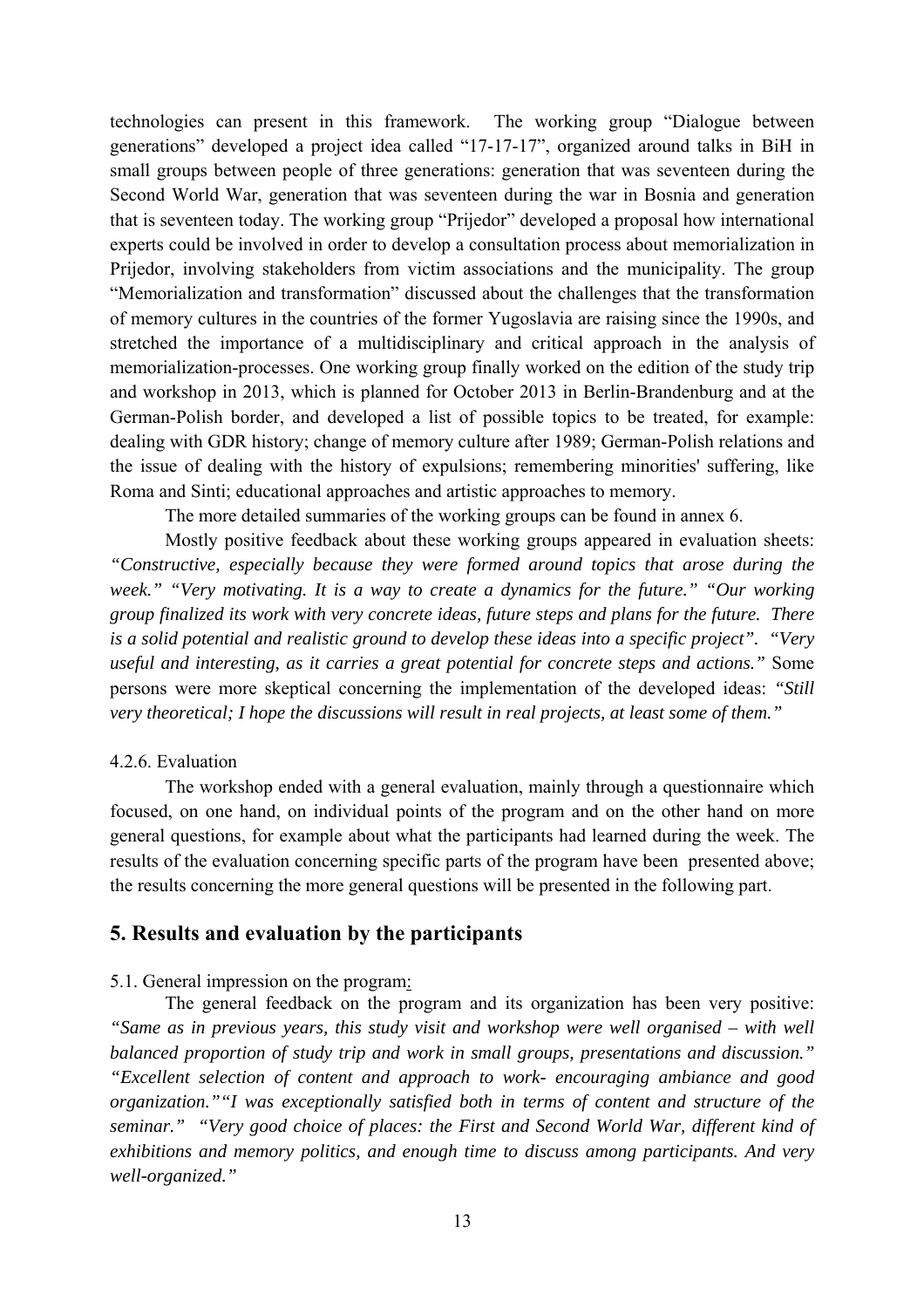technologies can present in this framework. The working group "Dialogue between generations" developed a project idea called "17-17-17", organized around talks in BiH in small groups between people of three generations: generation that was seventeen during the Second World War, generation that was seventeen during the war in Bosnia and generation that is seventeen today. The working group "Prijedor" developed a proposal how international experts could be involved in order to develop a consultation process about memorialization in Prijedor, involving stakeholders from victim associations and the municipality. The group "Memorialization and transformation" discussed about the challenges that the transformation of memory cultures in the countries of the former Yugoslavia are raising since the 1990s, and stretched the importance of a multidisciplinary and critical approach in the analysis of memorialization-processes. One working group finally worked on the edition of the study trip and workshop in 2013, which is planned for October 2013 in Berlin-Brandenburg and at the German-Polish border, and developed a list of possible topics to be treated, for example: dealing with GDR history; change of memory culture after 1989; German-Polish relations and the issue of dealing with the history of expulsions; remembering minorities' suffering, like Roma and Sinti; educational approaches and artistic approaches to memory.

The more detailed summaries of the working groups can be found in annex 6.

Mostly positive feedback about these working groups appeared in evaluation sheets: *"Constructive, especially because they were formed around topics that arose during the week." "Very motivating. It is a way to create a dynamics for the future." "Our working group finalized its work with very concrete ideas, future steps and plans for the future. There is a solid potential and realistic ground to develop these ideas into a specific project". "Very useful and interesting, as it carries a great potential for concrete steps and actions."* Some persons were more skeptical concerning the implementation of the developed ideas: *"Still very theoretical; I hope the discussions will result in real projects, at least some of them."*

4.2.6. Evaluation

The workshop ended with a general evaluation, mainly through a questionnaire which focused, on one hand, on individual points of the program and on the other hand on more general questions, for example about what the participants had learned during the week. The results of the evaluation concerning specific parts of the program have been presented above; the results concerning the more general questions will be presented in the following part.

## 5. Results and evaluation by the participants

5.1. General impression on the program:

The general feedback on the program and its organization has been very positive: *"Same as in previous years, this study visit and workshop were well organised – with well balanced proportion of study trip and work in small groups, presentations and discussion." "Excellent selection of content and approach to work- encouraging ambiance and good organization." "I was exceptionally satisfied both in terms of content and structure of the seminar." "Very good choice of places: the First and Second World War, different kind of exhibitions and memory politics, and enough time to discuss among participants. And very well-organized."*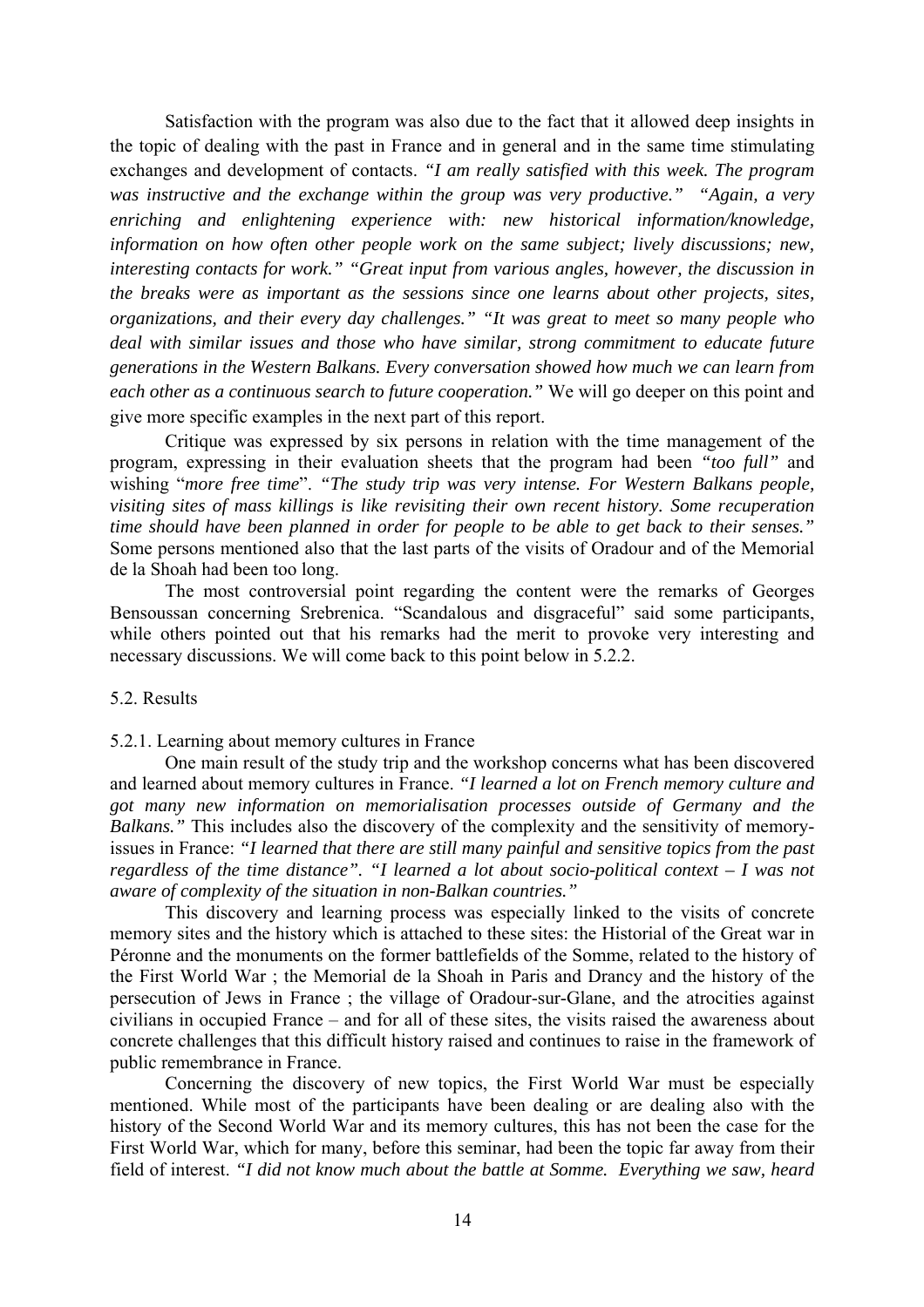Satisfaction with the program was also due to the fact that it allowed deep insights in the topic of dealing with the past in France and in general and in the same time stimulating exchanges and development of contacts. *"I am really satisfied with this week. The program was instructive and the exchange within the group was very productive." "Again, a very enriching and enlightening experience with: new historical information/knowledge, information on how often other people work on the same subject; lively discussions; new, interesting contacts for work." "Great input from various angles, however, the discussion in the breaks were as important as the sessions since one learns about other projects, sites, organizations, and their every day challenges." "It was great to meet so many people who deal with similar issues and those who have similar, strong commitment to educate future generations in the Western Balkans. Every conversation showed how much we can learn from each other as a continuous search to future cooperation."* We will go deeper on this point and give more specific examples in the next part of this report.

Critique was expressed by six persons in relation with the time management of the program, expressing in their evaluation sheets that the program had been *"too full"* and wishing "*more free time*". *"The study trip was very intense. For Western Balkans people, visiting sites of mass killings is like revisiting their own recent history. Some recuperation time should have been planned in order for people to be able to get back to their senses."* Some persons mentioned also that the last parts of the visits of Oradour and of the Memorial de la Shoah had been too long.

The most controversial point regarding the content were the remarks of Georges Bensoussan concerning Srebrenica. "Scandalous and disgraceful" said some participants, while others pointed out that his remarks had the merit to provoke very interesting and necessary discussions. We will come back to this point below in 5.2.2.

5.2. Results

5.2.1. Learning about memory cultures in France

One main result of the study trip and the workshop concerns what has been discovered and learned about memory cultures in France. *"I learned a lot on French memory culture and got many new information on memorialisation processes outside of Germany and the Balkans."* This includes also the discovery of the complexity and the sensitivity of memory-issues in France: *"I learned that there are still many painful and sensitive topics from the past regardless of the time distance". "I learned a lot about socio-political context – I was not aware of complexity of the situation in non-Balkan countries."*

This discovery and learning process was especially linked to the visits of concrete memory sites and the history which is attached to these sites: the Historial of the Great war in Péronne and the monuments on the former battlefields of the Somme, related to the history of the First World War ; the Memorial de la Shoah in Paris and Drancy and the history of the persecution of Jews in France ; the village of Oradour-sur-Glane, and the atrocities against civilians in occupied France – and for all of these sites, the visits raised the awareness about concrete challenges that this difficult history raised and continues to raise in the framework of public remembrance in France.

Concerning the discovery of new topics, the First World War must be especially mentioned. While most of the participants have been dealing or are dealing also with the history of the Second World War and its memory cultures, this has not been the case for the First World War, which for many, before this seminar, had been the topic far away from their field of interest. *"I did not know much about the battle at Somme. Everything we saw, heard*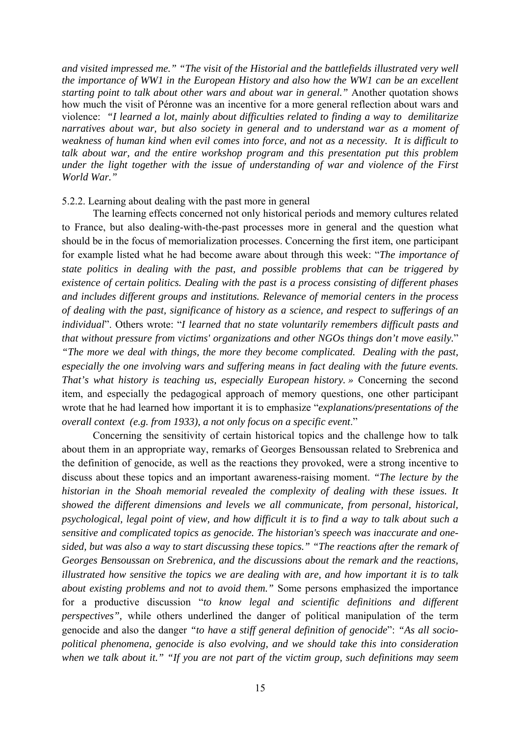*and visited impressed me." "The visit of the Historial and the battlefields illustrated very well the importance of WW1 in the European History and also how the WW1 can be an excellent starting point to talk about other wars and about war in general."* Another quotation shows how much the visit of Péronne was an incentive for a more general reflection about wars and violence: *"I learned a lot, mainly about difficulties related to finding a way to demilitarize narratives about war, but also society in general and to understand war as a moment of weakness of human kind when evil comes into force, and not as a necessity. It is difficult to talk about war, and the entire workshop program and this presentation put this problem under the light together with the issue of understanding of war and violence of the First World War."*

5.2.2. Learning about dealing with the past more in general

The learning effects concerned not only historical periods and memory cultures related to France, but also dealing-with-the-past processes more in general and the question what should be in the focus of memorialization processes. Concerning the first item, one participant for example listed what he had become aware about through this week: "*The importance of state politics in dealing with the past, and possible problems that can be triggered by existence of certain politics. Dealing with the past is a process consisting of different phases and includes different groups and institutions. Relevance of memorial centers in the process of dealing with the past, significance of history as a science, and respect to sufferings of an individual*". Others wrote: "*I learned that no state voluntarily remembers difficult pasts and that without pressure from victims' organizations and other NGOs things don't move easily.*" *"The more we deal with things, the more they become complicated. Dealing with the past, especially the one involving wars and suffering means in fact dealing with the future events. That's what history is teaching us, especially European history.»* Concerning the second item, and especially the pedagogical approach of memory questions, one other participant wrote that he had learned how important it is to emphasize "*explanations/presentations of the overall context (e.g. from 1933), a not only focus on a specific event*."

Concerning the sensitivity of certain historical topics and the challenge how to talk about them in an appropriate way, remarks of Georges Bensoussan related to Srebrenica and the definition of genocide, as well as the reactions they provoked, were a strong incentive to discuss about these topics and an important awareness-raising moment. *"The lecture by the historian in the Shoah memorial revealed the complexity of dealing with these issues. It showed the different dimensions and levels we all communicate, from personal, historical, psychological, legal point of view, and how difficult it is to find a way to talk about such a sensitive and complicated topics as genocide. The historian's speech was inaccurate and one-sided, but was also a way to start discussing these topics." "The reactions after the remark of Georges Bensoussan on Srebrenica, and the discussions about the remark and the reactions, illustrated how sensitive the topics we are dealing with are, and how important it is to talk about existing problems and not to avoid them."* Some persons emphasized the importance for a productive discussion "*to know legal and scientific definitions and different perspectives",* while others underlined the danger of political manipulation of the term genocide and also the danger *"to have a stiff general definition of genocide*": *"As all socio-political phenomena, genocide is also evolving, and we should take this into consideration when we talk about it." "If you are not part of the victim group, such definitions may seem*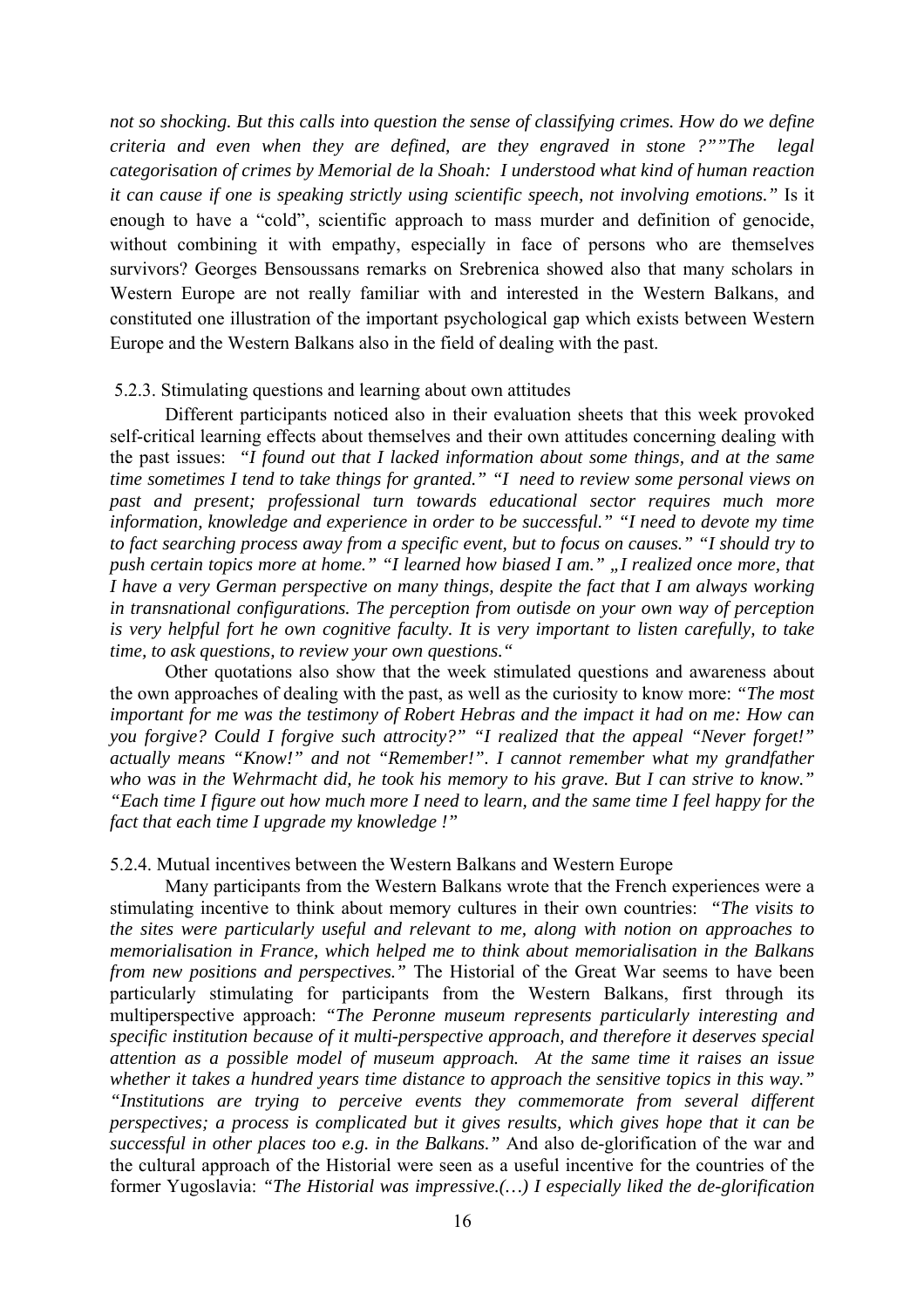*not so shocking. But this calls into question the sense of classifying crimes. How do we define criteria and even when they are defined, are they engraved in stone ?""The legal categorisation of crimes by Memorial de la Shoah: I understood what kind of human reaction it can cause if one is speaking strictly using scientific speech, not involving emotions."* Is it enough to have a "cold", scientific approach to mass murder and definition of genocide, without combining it with empathy, especially in face of persons who are themselves survivors? Georges Bensoussans remarks on Srebrenica showed also that many scholars in Western Europe are not really familiar with and interested in the Western Balkans, and constituted one illustration of the important psychological gap which exists between Western Europe and the Western Balkans also in the field of dealing with the past.

5.2.3. Stimulating questions and learning about own attitudes

Different participants noticed also in their evaluation sheets that this week provoked self-critical learning effects about themselves and their own attitudes concerning dealing with the past issues: *"I found out that I lacked information about some things, and at the same time sometimes I tend to take things for granted." "I need to review some personal views on past and present; professional turn towards educational sector requires much more information, knowledge and experience in order to be successful." "I need to devote my time to fact searching process away from a specific event, but to focus on causes." "I should try to push certain topics more at home." "I learned how biased I am." „I realized once more, that I have a very German perspective on many things, despite the fact that I am always working in transnational configurations. The perception from outisde on your own way of perception is very helpful fort he own cognitive faculty. It is very important to listen carefully, to take time, to ask questions, to review your own questions."*

Other quotations also show that the week stimulated questions and awareness about the own approaches of dealing with the past, as well as the curiosity to know more: *"The most important for me was the testimony of Robert Hebras and the impact it had on me: How can you forgive? Could I forgive such attrocity?" "I realized that the appeal "Never forget!" actually means "Know!" and not "Remember!". I cannot remember what my grandfather who was in the Wehrmacht did, he took his memory to his grave. But I can strive to know." "Each time I figure out how much more I need to learn, and the same time I feel happy for the fact that each time I upgrade my knowledge !"*

5.2.4. Mutual incentives between the Western Balkans and Western Europe

Many participants from the Western Balkans wrote that the French experiences were a stimulating incentive to think about memory cultures in their own countries: *"The visits to the sites were particularly useful and relevant to me, along with notion on approaches to memorialisation in France, which helped me to think about memorialisation in the Balkans from new positions and perspectives."* The Historial of the Great War seems to have been particularly stimulating for participants from the Western Balkans, first through its multiperspective approach: *"The Peronne museum represents particularly interesting and specific institution because of it multi-perspective approach, and therefore it deserves special attention as a possible model of museum approach. At the same time it raises an issue whether it takes a hundred years time distance to approach the sensitive topics in this way." "Institutions are trying to perceive events they commemorate from several different perspectives; a process is complicated but it gives results, which gives hope that it can be successful in other places too e.g. in the Balkans."* And also de-glorification of the war and the cultural approach of the Historial were seen as a useful incentive for the countries of the former Yugoslavia: *"The Historial was impressive.(…) I especially liked the de-glorification*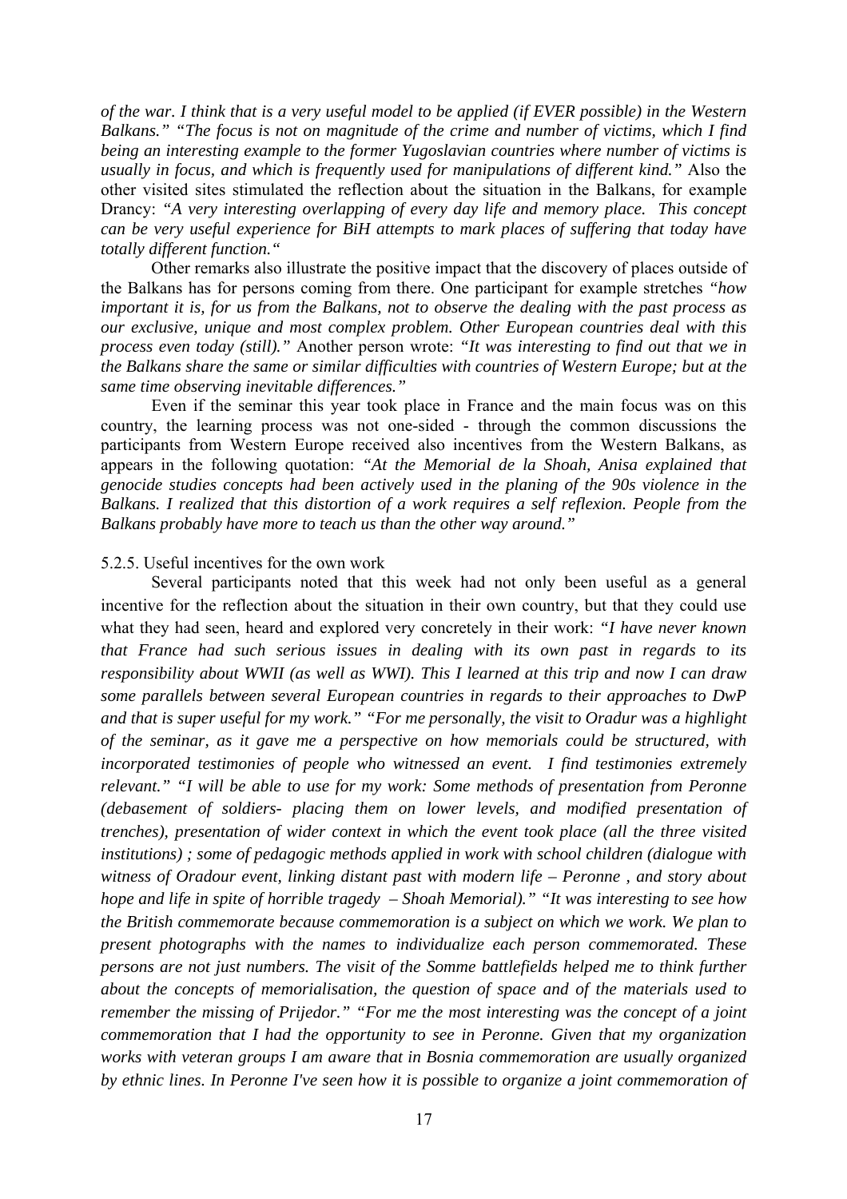*of the war. I think that is a very useful model to be applied (if EVER possible) in the Western Balkans." "The focus is not on magnitude of the crime and number of victims, which I find being an interesting example to the former Yugoslavian countries where number of victims is usually in focus, and which is frequently used for manipulations of different kind."* Also the other visited sites stimulated the reflection about the situation in the Balkans, for example Drancy: *"A very interesting overlapping of every day life and memory place. This concept can be very useful experience for BiH attempts to mark places of suffering that today have totally different function."*

Other remarks also illustrate the positive impact that the discovery of places outside of the Balkans has for persons coming from there. One participant for example stretches *"how important it is, for us from the Balkans, not to observe the dealing with the past process as our exclusive, unique and most complex problem. Other European countries deal with this process even today (still)."* Another person wrote: *"It was interesting to find out that we in the Balkans share the same or similar difficulties with countries of Western Europe; but at the same time observing inevitable differences."*

Even if the seminar this year took place in France and the main focus was on this country, the learning process was not one-sided - through the common discussions the participants from Western Europe received also incentives from the Western Balkans, as appears in the following quotation: *"At the Memorial de la Shoah, Anisa explained that genocide studies concepts had been actively used in the planing of the 90s violence in the Balkans. I realized that this distortion of a work requires a self reflexion. People from the Balkans probably have more to teach us than the other way around."*

5.2.5. Useful incentives for the own work

Several participants noted that this week had not only been useful as a general incentive for the reflection about the situation in their own country, but that they could use what they had seen, heard and explored very concretely in their work: *"I have never known that France had such serious issues in dealing with its own past in regards to its responsibility about WWII (as well as WWI). This I learned at this trip and now I can draw some parallels between several European countries in regards to their approaches to DwP and that is super useful for my work." "For me personally, the visit to Oradur was a highlight of the seminar, as it gave me a perspective on how memorials could be structured, with incorporated testimonies of people who witnessed an event. I find testimonies extremely relevant." "I will be able to use for my work: Some methods of presentation from Peronne (debasement of soldiers- placing them on lower levels, and modified presentation of trenches), presentation of wider context in which the event took place (all the three visited institutions) ; some of pedagogic methods applied in work with school children (dialogue with witness of Oradour event, linking distant past with modern life – Peronne , and story about hope and life in spite of horrible tragedy – Shoah Memorial)." "It was interesting to see how the British commemorate because commemoration is a subject on which we work. We plan to present photographs with the names to individualize each person commemorated. These persons are not just numbers. The visit of the Somme battlefields helped me to think further about the concepts of memorialisation, the question of space and of the materials used to remember the missing of Prijedor." "For me the most interesting was the concept of a joint commemoration that I had the opportunity to see in Peronne. Given that my organization works with veteran groups I am aware that in Bosnia commemoration are usually organized by ethnic lines. In Peronne I've seen how it is possible to organize a joint commemoration of*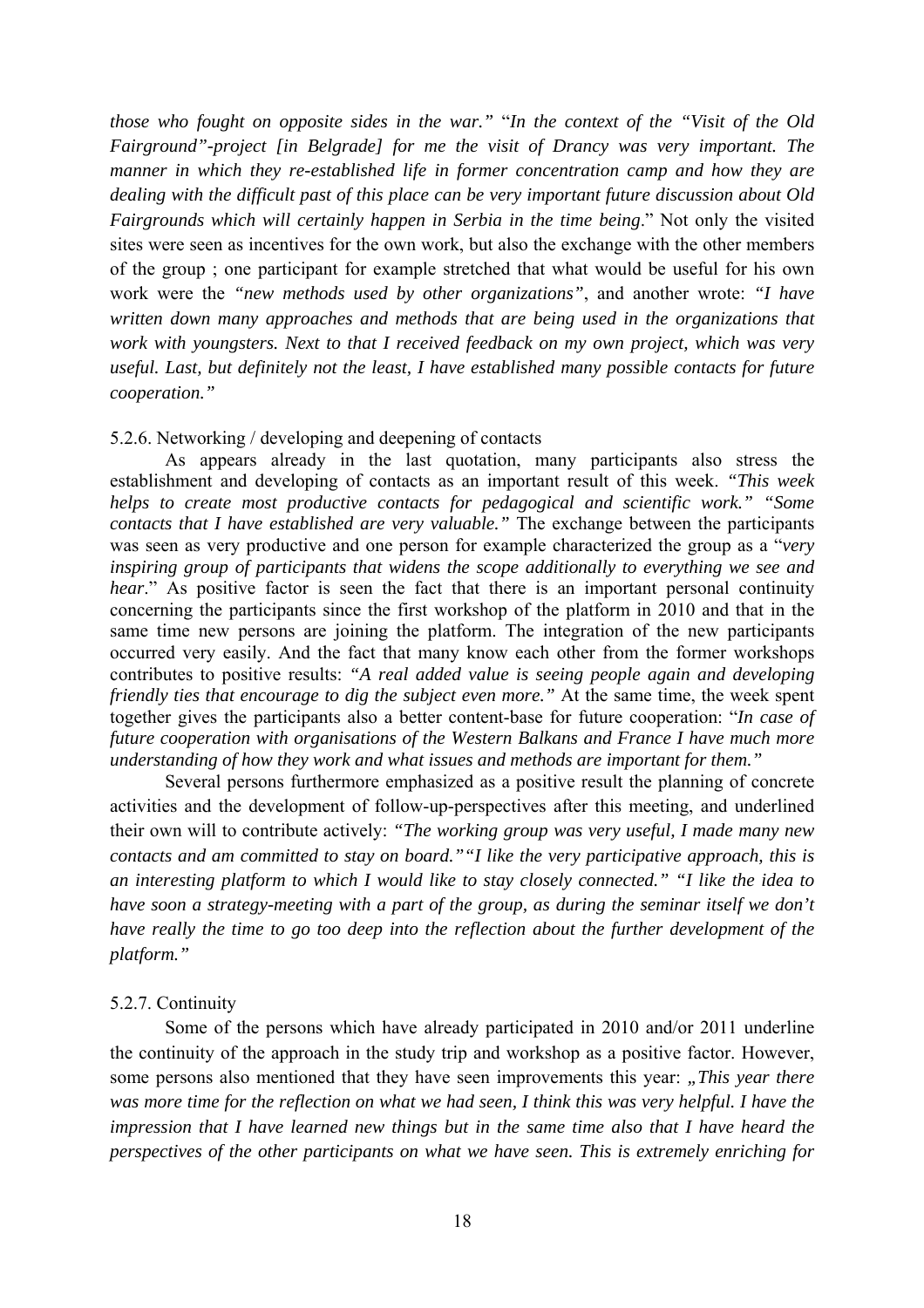*those who fought on opposite sides in the war."* "*In the context of the "Visit of the Old Fairground"-project [in Belgrade] for me the visit of Drancy was very important. The manner in which they re-established life in former concentration camp and how they are dealing with the difficult past of this place can be very important future discussion about Old Fairgrounds which will certainly happen in Serbia in the time being*." Not only the visited sites were seen as incentives for the own work, but also the exchange with the other members of the group ; one participant for example stretched that what would be useful for his own work were the *"new methods used by other organizations"*, and another wrote: *"I have written down many approaches and methods that are being used in the organizations that work with youngsters. Next to that I received feedback on my own project, which was very useful. Last, but definitely not the least, I have established many possible contacts for future cooperation."*

5.2.6. Networking / developing and deepening of contacts

As appears already in the last quotation, many participants also stress the establishment and developing of contacts as an important result of this week. *"This week helps to create most productive contacts for pedagogical and scientific work." "Some contacts that I have established are very valuable."* The exchange between the participants was seen as very productive and one person for example characterized the group as a "*very inspiring group of participants that widens the scope additionally to everything we see and hear*." As positive factor is seen the fact that there is an important personal continuity concerning the participants since the first workshop of the platform in 2010 and that in the same time new persons are joining the platform. The integration of the new participants occurred very easily. And the fact that many know each other from the former workshops contributes to positive results: *"A real added value is seeing people again and developing friendly ties that encourage to dig the subject even more."* At the same time, the week spent together gives the participants also a better content-base for future cooperation: "*In case of future cooperation with organisations of the Western Balkans and France I have much more understanding of how they work and what issues and methods are important for them."*

Several persons furthermore emphasized as a positive result the planning of concrete activities and the development of follow-up-perspectives after this meeting, and underlined their own will to contribute actively: *"The working group was very useful, I made many new contacts and am committed to stay on board." "I like the very participative approach, this is an interesting platform to which I would like to stay closely connected." "I like the idea to have soon a strategy-meeting with a part of the group, as during the seminar itself we don't have really the time to go too deep into the reflection about the further development of the platform."*

5.2.7. Continuity

Some of the persons which have already participated in 2010 and/or 2011 underline the continuity of the approach in the study trip and workshop as a positive factor. However, some persons also mentioned that they have seen improvements this year: *„This year there was more time for the reflection on what we had seen, I think this was very helpful. I have the impression that I have learned new things but in the same time also that I have heard the perspectives of the other participants on what we have seen. This is extremely enriching for*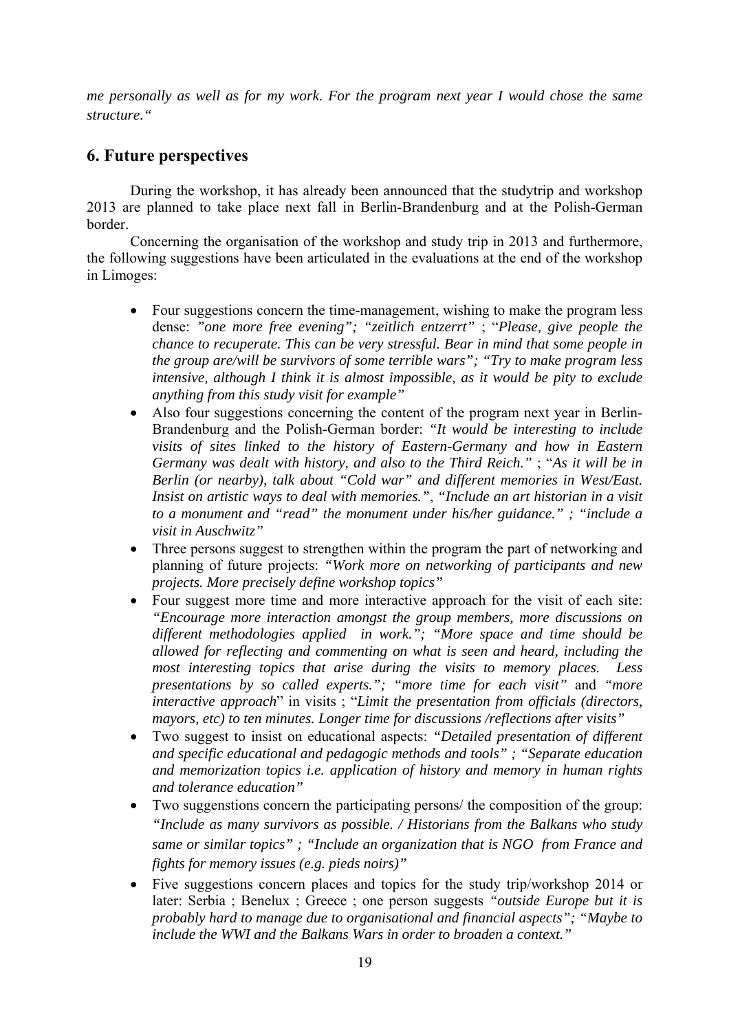*me personally as well as for my work. For the program next year I would chose the same structure."*

## 6. Future perspectives

During the workshop, it has already been announced that the studytrip and workshop 2013 are planned to take place next fall in Berlin-Brandenburg and at the Polish-German border.

Concerning the organisation of the workshop and study trip in 2013 and furthermore, the following suggestions have been articulated in the evaluations at the end of the workshop in Limoges:

- Four suggestions concern the time-management, wishing to make the program less dense: *"one more free evening"; "zeitlich entzerrt"* ; "*Please, give people the chance to recuperate. This can be very stressful. Bear in mind that some people in the group are/will be survivors of some terrible wars"; "Try to make program less intensive, although I think it is almost impossible, as it would be pity to exclude anything from this study visit for example"*
- Also four suggestions concerning the content of the program next year in Berlin-Brandenburg and the Polish-German border: *"It would be interesting to include visits of sites linked to the history of Eastern-Germany and how in Eastern Germany was dealt with history, and also to the Third Reich."* ; "*As it will be in Berlin (or nearby), talk about "Cold war" and different memories in West/East. Insist on artistic ways to deal with memories."*, *"Include an art historian in a visit to a monument and "read" the monument under his/her guidance." ; "include a visit in Auschwitz"*
- Three persons suggest to strengthen within the program the part of networking and planning of future projects: *"Work more on networking of participants and new projects. More precisely define workshop topics"*
- Four suggest more time and more interactive approach for the visit of each site: *"Encourage more interaction amongst the group members, more discussions on different methodologies applied in work."; "More space and time should be allowed for reflecting and commenting on what is seen and heard, including the most interesting topics that arise during the visits to memory places. Less presentations by so called experts."; "more time for each visit"* and *"more interactive approach*" in visits ; "*Limit the presentation from officials (directors, mayors, etc) to ten minutes. Longer time for discussions /reflections after visits"*
- Two suggest to insist on educational aspects: *"Detailed presentation of different and specific educational and pedagogic methods and tools" ; "Separate education and memorization topics i.e. application of history and memory in human rights and tolerance education"*
- Two suggenstions concern the participating persons/ the composition of the group: *"Include as many survivors as possible. / Historians from the Balkans who study same or similar topics" ; "Include an organization that is NGO from France and fights for memory issues (e.g. pieds noirs)"*
- Five suggestions concern places and topics for the study trip/workshop 2014 or later: Serbia ; Benelux ; Greece ; one person suggests *"outside Europe but it is probably hard to manage due to organisational and financial aspects"; "Maybe to include the WWI and the Balkans Wars in order to broaden a context."*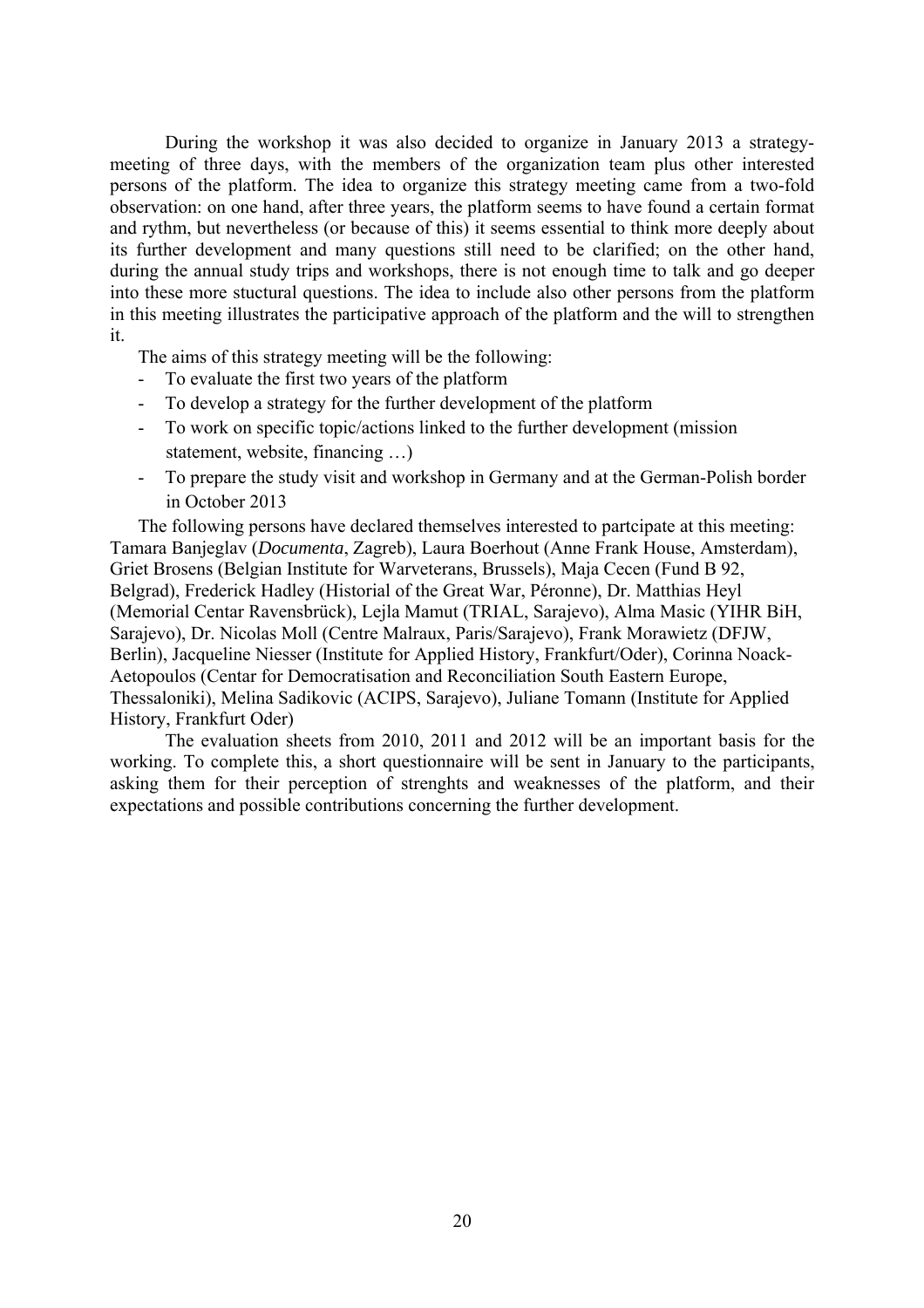During the workshop it was also decided to organize in January 2013 a strategy-meeting of three days, with the members of the organization team plus other interested persons of the platform. The idea to organize this strategy meeting came from a two-fold observation: on one hand, after three years, the platform seems to have found a certain format and rythm, but nevertheless (or because of this) it seems essential to think more deeply about its further development and many questions still need to be clarified; on the other hand, during the annual study trips and workshops, there is not enough time to talk and go deeper into these more stuctural questions. The idea to include also other persons from the platform in this meeting illustrates the participative approach of the platform and the will to strengthen it.

The aims of this strategy meeting will be the following:

- To evaluate the first two years of the platform
- To develop a strategy for the further development of the platform
- To work on specific topic/actions linked to the further development (mission statement, website, financing …)
- To prepare the study visit and workshop in Germany and at the German-Polish border in October 2013

The following persons have declared themselves interested to partcipate at this meeting: Tamara Banjeglav (*Documenta*, Zagreb), Laura Boerhout (Anne Frank House, Amsterdam), Griet Brosens (Belgian Institute for Warveterans, Brussels), Maja Cecen (Fund B 92, Belgrad), Frederick Hadley (Historial of the Great War, Péronne), Dr. Matthias Heyl (Memorial Centar Ravensbrück), Lejla Mamut (TRIAL, Sarajevo), Alma Masic (YIHR BiH, Sarajevo), Dr. Nicolas Moll (Centre Malraux, Paris/Sarajevo), Frank Morawietz (DFJW, Berlin), Jacqueline Niesser (Institute for Applied History, Frankfurt/Oder), Corinna Noack-Aetopoulos (Centar for Democratisation and Reconciliation South Eastern Europe, Thessaloniki), Melina Sadikovic (ACIPS, Sarajevo), Juliane Tomann (Institute for Applied History, Frankfurt Oder)

The evaluation sheets from 2010, 2011 and 2012 will be an important basis for the working. To complete this, a short questionnaire will be sent in January to the participants, asking them for their perception of strenghts and weaknesses of the platform, and their expectations and possible contributions concerning the further development.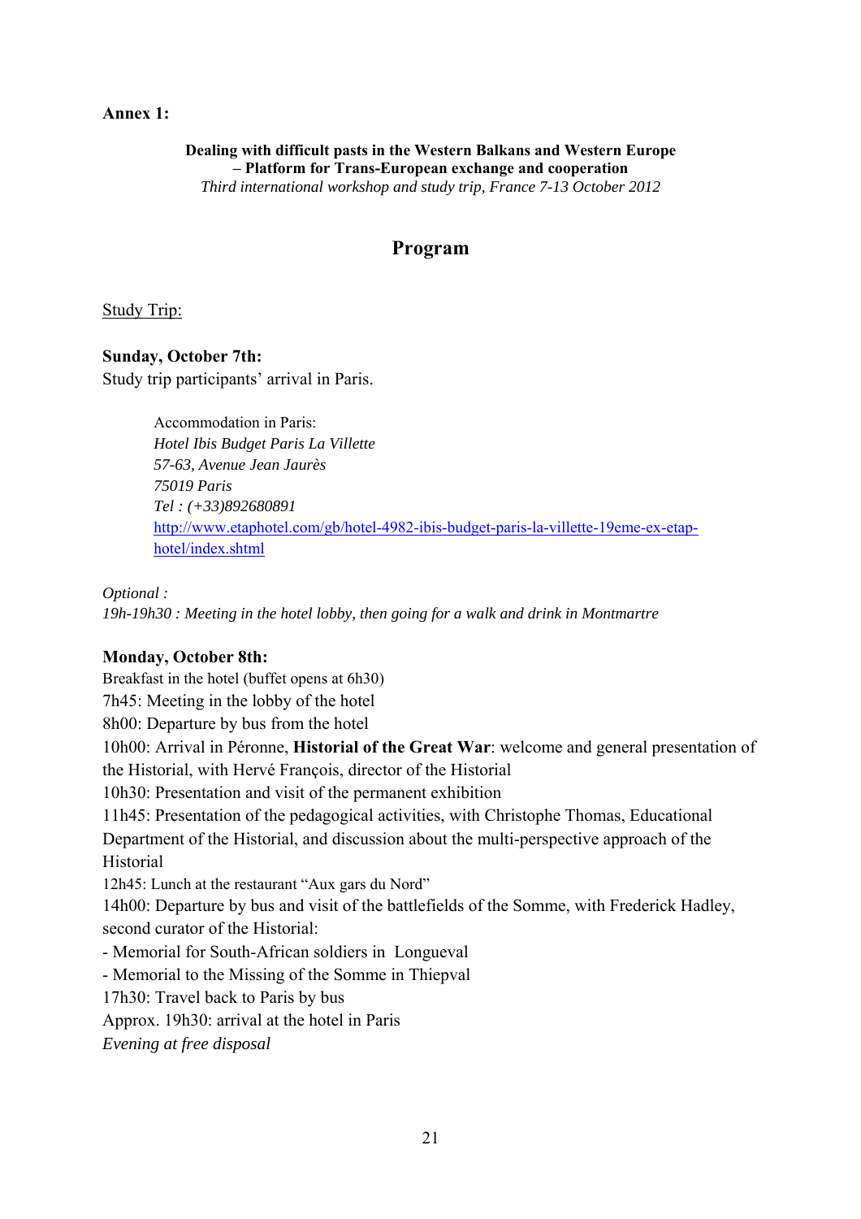**Annex 1:**

**Dealing with difficult pasts in the Western Balkans and Western Europe – Platform for Trans-European exchange and cooperation**
*Third international workshop and study trip, France 7-13 October 2012*

## Program

<u>Study Trip:</u>

**Sunday, October 7th:**
Study trip participants' arrival in Paris.

> Accommodation in Paris:
> *Hotel Ibis Budget Paris La Villette*
> *57-63, Avenue Jean Jaurès*
> *75019 Paris*
> *Tel : (+33)892680891*
> http://www.etaphotel.com/gb/hotel-4982-ibis-budget-paris-la-villette-19eme-ex-etap-hotel/index.shtml

*Optional :*
*19h-19h30 : Meeting in the hotel lobby, then going for a walk and drink in Montmartre*

**Monday, October 8th:**
Breakfast in the hotel (buffet opens at 6h30)
7h45: Meeting in the lobby of the hotel
8h00: Departure by bus from the hotel
10h00: Arrival in Péronne, **Historial of the Great War**: welcome and general presentation of the Historial, with Hervé François, director of the Historial
10h30: Presentation and visit of the permanent exhibition
11h45: Presentation of the pedagogical activities, with Christophe Thomas, Educational Department of the Historial, and discussion about the multi-perspective approach of the Historial
12h45: Lunch at the restaurant "Aux gars du Nord"
14h00: Departure by bus and visit of the battlefields of the Somme, with Frederick Hadley, second curator of the Historial:
- Memorial for South-African soldiers in Longueval
- Memorial to the Missing of the Somme in Thiepval

17h30: Travel back to Paris by bus
Approx. 19h30: arrival at the hotel in Paris
*Evening at free disposal*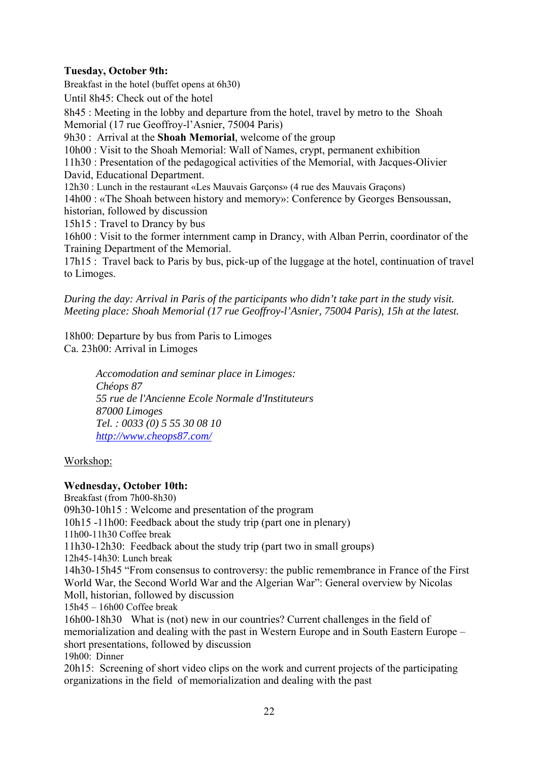**Tuesday, October 9th:**

Breakfast in the hotel (buffet opens at 6h30)

Until 8h45: Check out of the hotel

8h45 : Meeting in the lobby and departure from the hotel, travel by metro to the Shoah Memorial (17 rue Geoffroy-l'Asnier, 75004 Paris)

9h30 : Arrival at the **Shoah Memorial**, welcome of the group

10h00 : Visit to the Shoah Memorial: Wall of Names, crypt, permanent exhibition

11h30 : Presentation of the pedagogical activities of the Memorial, with Jacques-Olivier David, Educational Department.

12h30 : Lunch in the restaurant «Les Mauvais Garçons» (4 rue des Mauvais Graçons)

14h00 : «The Shoah between history and memory»: Conference by Georges Bensoussan, historian, followed by discussion

15h15 : Travel to Drancy by bus

16h00 : Visit to the former internment camp in Drancy, with Alban Perrin, coordinator of the Training Department of the Memorial.

17h15 : Travel back to Paris by bus, pick-up of the luggage at the hotel, continuation of travel to Limoges.

*During the day: Arrival in Paris of the participants who didn't take part in the study visit. Meeting place: Shoah Memorial (17 rue Geoffroy-l'Asnier, 75004 Paris), 15h at the latest.*

18h00: Departure by bus from Paris to Limoges

Ca. 23h00: Arrival in Limoges

> *Accomodation and seminar place in Limoges:*
> *Chéops 87*
> *55 rue de l'Ancienne Ecole Normale d'Instituteurs*
> *87000 Limoges*
> *Tel. : 0033 (0) 5 55 30 08 10*
> *http://www.cheops87.com/*

Workshop:

**Wednesday, October 10th:**

Breakfast (from 7h00-8h30)

09h30-10h15 : Welcome and presentation of the program

10h15 -11h00: Feedback about the study trip (part one in plenary)

11h00-11h30 Coffee break

11h30-12h30: Feedback about the study trip (part two in small groups)

12h45-14h30: Lunch break

14h30-15h45 "From consensus to controversy: the public remembrance in France of the First World War, the Second World War and the Algerian War": General overview by Nicolas Moll, historian, followed by discussion

15h45 – 16h00 Coffee break

16h00-18h30 What is (not) new in our countries? Current challenges in the field of memorialization and dealing with the past in Western Europe and in South Eastern Europe – short presentations, followed by discussion

19h00: Dinner

20h15: Screening of short video clips on the work and current projects of the participating organizations in the field of memorialization and dealing with the past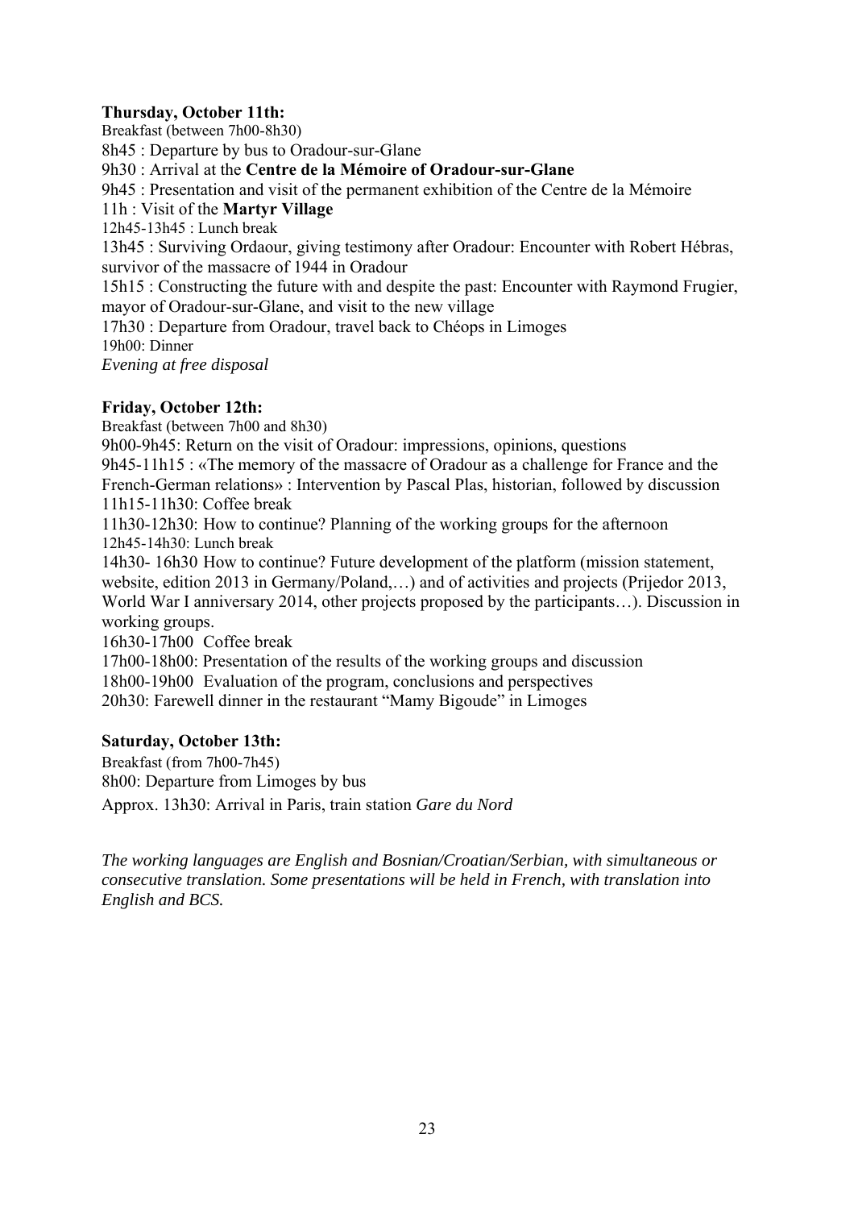**Thursday, October 11th:**

Breakfast (between 7h00-8h30)  
8h45 : Departure by bus to Oradour-sur-Glane  
9h30 : Arrival at the **Centre de la Mémoire of Oradour-sur-Glane**  
9h45 : Presentation and visit of the permanent exhibition of the Centre de la Mémoire  
11h : Visit of the **Martyr Village**  
12h45-13h45 : Lunch break  
13h45 : Surviving Ordaour, giving testimony after Oradour: Encounter with Robert Hébras, survivor of the massacre of 1944 in Oradour  
15h15 : Constructing the future with and despite the past: Encounter with Raymond Frugier, mayor of Oradour-sur-Glane, and visit to the new village  
17h30 : Departure from Oradour, travel back to Chéops in Limoges  
19h00: Dinner  
*Evening at free disposal*

**Friday, October 12th:**

Breakfast (between 7h00 and 8h30)  
9h00-9h45: Return on the visit of Oradour: impressions, opinions, questions  
9h45-11h15 : «The memory of the massacre of Oradour as a challenge for France and the French-German relations» : Intervention by Pascal Plas, historian, followed by discussion  
11h15-11h30: Coffee break  
11h30-12h30: How to continue? Planning of the working groups for the afternoon  
12h45-14h30: Lunch break  
14h30- 16h30 How to continue? Future development of the platform (mission statement, website, edition 2013 in Germany/Poland,…) and of activities and projects (Prijedor 2013, World War I anniversary 2014, other projects proposed by the participants…). Discussion in working groups.  
16h30-17h00 Coffee break  
17h00-18h00: Presentation of the results of the working groups and discussion  
18h00-19h00 Evaluation of the program, conclusions and perspectives  
20h30: Farewell dinner in the restaurant "Mamy Bigoude" in Limoges

**Saturday, October 13th:**

Breakfast (from 7h00-7h45)  
8h00: Departure from Limoges by bus  
Approx. 13h30: Arrival in Paris, train station *Gare du Nord*

*The working languages are English and Bosnian/Croatian/Serbian, with simultaneous or consecutive translation. Some presentations will be held in French, with translation into English and BCS.*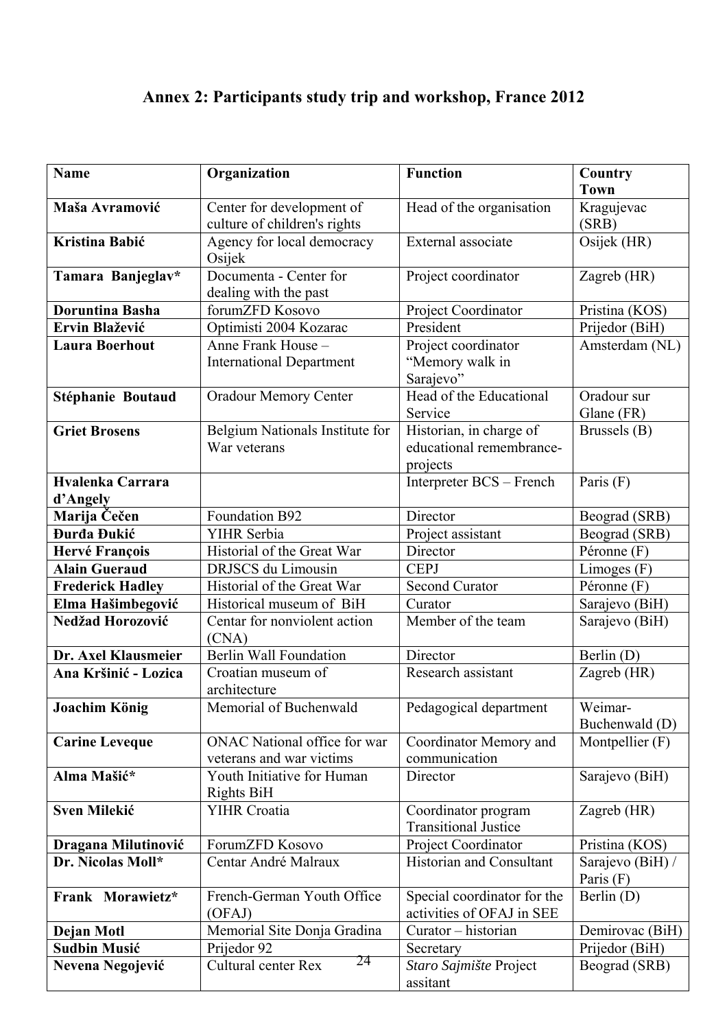# Annex 2: Participants study trip and workshop, France 2012

| Name | Organization | Function | Country Town |
|---|---|---|---|
| **Maša Avramović** | Center for development of culture of children's rights | Head of the organisation | Kragujevac (SRB) |
| **Kristina Babić** | Agency for local democracy Osijek | External associate | Osijek (HR) |
| **Tamara Banjeglav*** | Documenta - Center for dealing with the past | Project coordinator | Zagreb (HR) |
| **Doruntina Basha** | forumZFD Kosovo | Project Coordinator | Pristina (KOS) |
| **Ervin Blažević** | Optimisti 2004 Kozarac | President | Prijedor (BiH) |
| **Laura Boerhout** | Anne Frank House – International Department | Project coordinator "Memory walk in Sarajevo" | Amsterdam (NL) |
| **Stéphanie Boutaud** | Oradour Memory Center | Head of the Educational Service | Oradour sur Glane (FR) |
| **Griet Brosens** | Belgium Nationals Institute for War veterans | Historian, in charge of educational remembrance-projects | Brussels (B) |
| **Hvalenka Carrara d'Angely** | | Interpreter BCS – French | Paris (F) |
| **Marija Čečen** | Foundation B92 | Director | Beograd (SRB) |
| **Đurđa Đukić** | YIHR Serbia | Project assistant | Beograd (SRB) |
| **Hervé François** | Historial of the Great War | Director | Péronne (F) |
| **Alain Gueraud** | DRJSCS du Limousin | CEPJ | Limoges (F) |
| **Frederick Hadley** | Historial of the Great War | Second Curator | Péronne (F) |
| **Elma Hašimbegović** | Historical museum of BiH | Curator | Sarajevo (BiH) |
| **Nedžad Horozović** | Centar for nonviolent action (CNA) | Member of the team | Sarajevo (BiH) |
| **Dr. Axel Klausmeier** | Berlin Wall Foundation | Director | Berlin (D) |
| **Ana Kršinić - Lozica** | Croatian museum of architecture | Research assistant | Zagreb (HR) |
| **Joachim König** | Memorial of Buchenwald | Pedagogical department | Weimar-Buchenwald (D) |
| **Carine Leveque** | ONAC National office for war veterans and war victims | Coordinator Memory and communication | Montpellier (F) |
| **Alma Mašić*** | Youth Initiative for Human Rights BiH | Director | Sarajevo (BiH) |
| **Sven Milekić** | YIHR Croatia | Coordinator program Transitional Justice | Zagreb (HR) |
| **Dragana Milutinović** | ForumZFD Kosovo | Project Coordinator | Pristina (KOS) |
| **Dr. Nicolas Moll*** | Centar André Malraux | Historian and Consultant | Sarajevo (BiH) / Paris (F) |
| **Frank Morawietz*** | French-German Youth Office (OFAJ) | Special coordinator for the activities of OFAJ in SEE | Berlin (D) |
| **Dejan Motl** | Memorial Site Donja Gradina | Curator – historian | Demirovac (BiH) |
| **Sudbin Musić** | Prijedor 92 | Secretary | Prijedor (BiH) |
| **Nevena Negojević** | Cultural center Rex | *Staro Sajmište* Project assitant | Beograd (SRB) |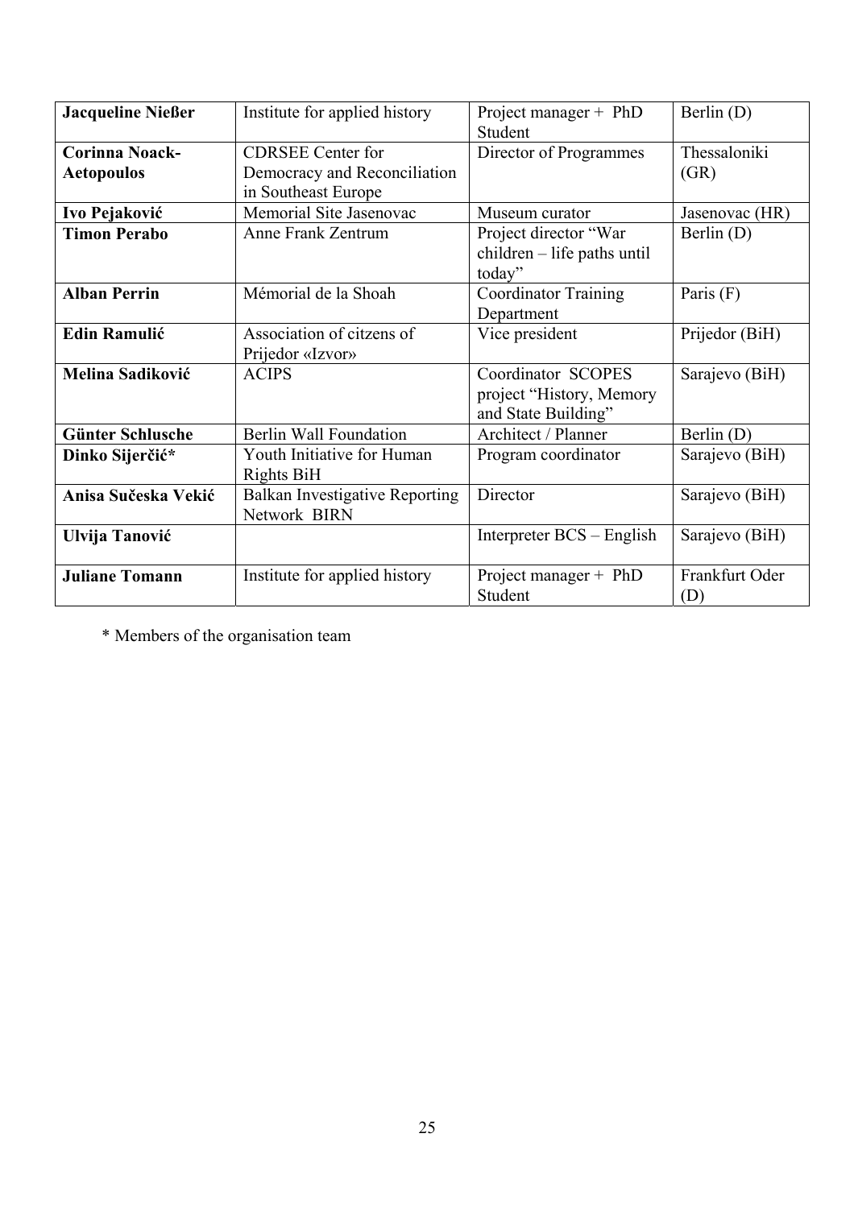| **Jacqueline Nießer** | Institute for applied history | Project manager + PhD Student | Berlin (D) |
|---|---|---|---|
| **Corinna Noack-Aetopoulos** | CDRSEE Center for Democracy and Reconciliation in Southeast Europe | Director of Programmes | Thessaloniki (GR) |
| **Ivo Pejaković** | Memorial Site Jasenovac | Museum curator | Jasenovac (HR) |
| **Timon Perabo** | Anne Frank Zentrum | Project director “War children – life paths until today” | Berlin (D) |
| **Alban Perrin** | Mémorial de la Shoah | Coordinator Training Department | Paris (F) |
| **Edin Ramulić** | Association of citzens of Prijedor «Izvor» | Vice president | Prijedor (BiH) |
| **Melina Sadiković** | ACIPS | Coordinator SCOPES project “History, Memory and State Building” | Sarajevo (BiH) |
| **Günter Schlusche** | Berlin Wall Foundation | Architect / Planner | Berlin (D) |
| **Dinko Sijerčić*** | Youth Initiative for Human Rights BiH | Program coordinator | Sarajevo (BiH) |
| **Anisa Sučeska Vekić** | Balkan Investigative Reporting Network BIRN | Director | Sarajevo (BiH) |
| **Ulvija Tanović** | | Interpreter BCS – English | Sarajevo (BiH) |
| **Juliane Tomann** | Institute for applied history | Project manager + PhD Student | Frankfurt Oder (D) |

\* Members of the organisation team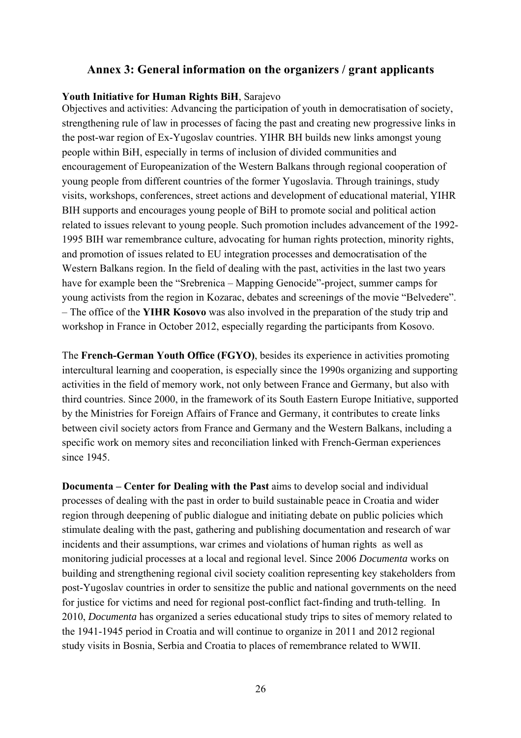## Annex 3: General information on the organizers / grant applicants

**Youth Initiative for Human Rights BiH**, Sarajevo
Objectives and activities: Advancing the participation of youth in democratisation of society, strengthening rule of law in processes of facing the past and creating new progressive links in the post-war region of Ex-Yugoslav countries. YIHR BH builds new links amongst young people within BiH, especially in terms of inclusion of divided communities and encouragement of Europeanization of the Western Balkans through regional cooperation of young people from different countries of the former Yugoslavia. Through trainings, study visits, workshops, conferences, street actions and development of educational material, YIHR BIH supports and encourages young people of BiH to promote social and political action related to issues relevant to young people. Such promotion includes advancement of the 1992-1995 BIH war remembrance culture, advocating for human rights protection, minority rights, and promotion of issues related to EU integration processes and democratisation of the Western Balkans region. In the field of dealing with the past, activities in the last two years have for example been the "Srebrenica – Mapping Genocide"-project, summer camps for young activists from the region in Kozarac, debates and screenings of the movie "Belvedere". – The office of the **YIHR Kosovo** was also involved in the preparation of the study trip and workshop in France in October 2012, especially regarding the participants from Kosovo.

The **French-German Youth Office (FGYO)**, besides its experience in activities promoting intercultural learning and cooperation, is especially since the 1990s organizing and supporting activities in the field of memory work, not only between France and Germany, but also with third countries. Since 2000, in the framework of its South Eastern Europe Initiative, supported by the Ministries for Foreign Affairs of France and Germany, it contributes to create links between civil society actors from France and Germany and the Western Balkans, including a specific work on memory sites and reconciliation linked with French-German experiences since 1945.

**Documenta – Center for Dealing with the Past** aims to develop social and individual processes of dealing with the past in order to build sustainable peace in Croatia and wider region through deepening of public dialogue and initiating debate on public policies which stimulate dealing with the past, gathering and publishing documentation and research of war incidents and their assumptions, war crimes and violations of human rights as well as monitoring judicial processes at a local and regional level. Since 2006 *Documenta* works on building and strengthening regional civil society coalition representing key stakeholders from post-Yugoslav countries in order to sensitize the public and national governments on the need for justice for victims and need for regional post-conflict fact-finding and truth-telling. In 2010, *Documenta* has organized a series educational study trips to sites of memory related to the 1941-1945 period in Croatia and will continue to organize in 2011 and 2012 regional study visits in Bosnia, Serbia and Croatia to places of remembrance related to WWII.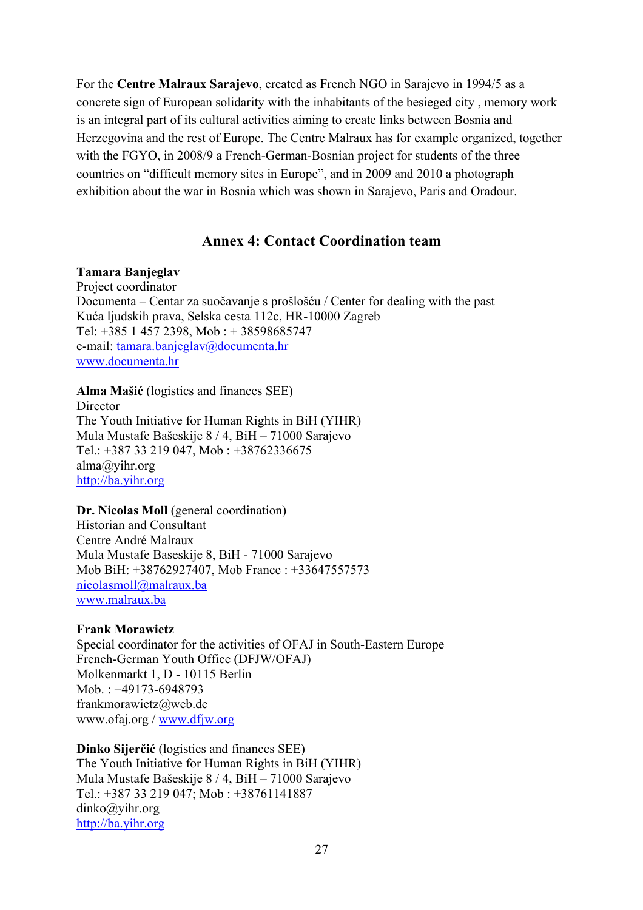For the **Centre Malraux Sarajevo**, created as French NGO in Sarajevo in 1994/5 as a concrete sign of European solidarity with the inhabitants of the besieged city , memory work is an integral part of its cultural activities aiming to create links between Bosnia and Herzegovina and the rest of Europe. The Centre Malraux has for example organized, together with the FGYO, in 2008/9 a French-German-Bosnian project for students of the three countries on "difficult memory sites in Europe", and in 2009 and 2010 a photograph exhibition about the war in Bosnia which was shown in Sarajevo, Paris and Oradour.

## Annex 4: Contact Coordination team

**Tamara Banjeglav**  
Project coordinator  
Documenta – Centar za suočavanje s prošlošću / Center for dealing with the past  
Kuća ljudskih prava, Selska cesta 112c, HR-10000 Zagreb  
Tel: +385 1 457 2398, Mob : + 38598685747  
e-mail: tamara.banjeglav@documenta.hr  
www.documenta.hr

**Alma Mašić** (logistics and finances SEE)  
Director  
The Youth Initiative for Human Rights in BiH (YIHR)  
Mula Mustafe Bašeskije 8 / 4, BiH – 71000 Sarajevo  
Tel.: +387 33 219 047, Mob : +38762336675  
alma@yihr.org  
http://ba.yihr.org

**Dr. Nicolas Moll** (general coordination)  
Historian and Consultant  
Centre André Malraux  
Mula Mustafe Baseskije 8, BiH - 71000 Sarajevo  
Mob BiH: +38762927407, Mob France : +33647557573  
nicolasmoll@malraux.ba  
www.malraux.ba

**Frank Morawietz**  
Special coordinator for the activities of OFAJ in South-Eastern Europe  
French-German Youth Office (DFJW/OFAJ)  
Molkenmarkt 1, D - 10115 Berlin  
Mob. : +49173-6948793  
frankmorawietz@web.de  
www.ofaj.org / www.dfjw.org

**Dinko Sijerčić** (logistics and finances SEE)  
The Youth Initiative for Human Rights in BiH (YIHR)  
Mula Mustafe Bašeskije 8 / 4, BiH – 71000 Sarajevo  
Tel.: +387 33 219 047; Mob : +38761141887  
dinko@yihr.org  
http://ba.yihr.org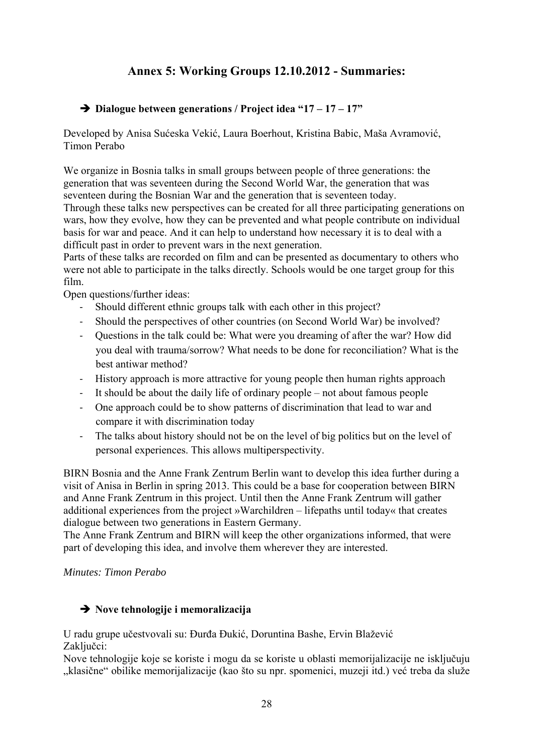## Annex 5: Working Groups 12.10.2012 - Summaries:

### ➔ Dialogue between generations / Project idea "17 – 17 – 17"

Developed by Anisa Sućeska Vekić, Laura Boerhout, Kristina Babic, Maša Avramović, Timon Perabo

We organize in Bosnia talks in small groups between people of three generations: the generation that was seventeen during the Second World War, the generation that was seventeen during the Bosnian War and the generation that is seventeen today.
Through these talks new perspectives can be created for all three participating generations on wars, how they evolve, how they can be prevented and what people contribute on individual basis for war and peace. And it can help to understand how necessary it is to deal with a difficult past in order to prevent wars in the next generation.
Parts of these talks are recorded on film and can be presented as documentary to others who were not able to participate in the talks directly. Schools would be one target group for this film.
Open questions/further ideas:

- Should different ethnic groups talk with each other in this project?
- Should the perspectives of other countries (on Second World War) be involved?
- Questions in the talk could be: What were you dreaming of after the war? How did you deal with trauma/sorrow? What needs to be done for reconciliation? What is the best antiwar method?
- History approach is more attractive for young people then human rights approach
- It should be about the daily life of ordinary people – not about famous people
- One approach could be to show patterns of discrimination that lead to war and compare it with discrimination today
- The talks about history should not be on the level of big politics but on the level of personal experiences. This allows multiperspectivity.

BIRN Bosnia and the Anne Frank Zentrum Berlin want to develop this idea further during a visit of Anisa in Berlin in spring 2013. This could be a base for cooperation between BIRN and Anne Frank Zentrum in this project. Until then the Anne Frank Zentrum will gather additional experiences from the project »Warchildren – lifepaths until today« that creates dialogue between two generations in Eastern Germany.
The Anne Frank Zentrum and BIRN will keep the other organizations informed, that were part of developing this idea, and involve them wherever they are interested.

*Minutes: Timon Perabo*

### ➔ Nove tehnologije i memoralizacija

U radu grupe učestvovali su: Đurđa Đukić, Doruntina Bashe, Ervin Blažević
Zaključci:
Nove tehnologije koje se koriste i mogu da se koriste u oblasti memorijalizacije ne isključuju „klasične" obilike memorijalizacije (kao što su npr. spomenici, muzeji itd.) već treba da služe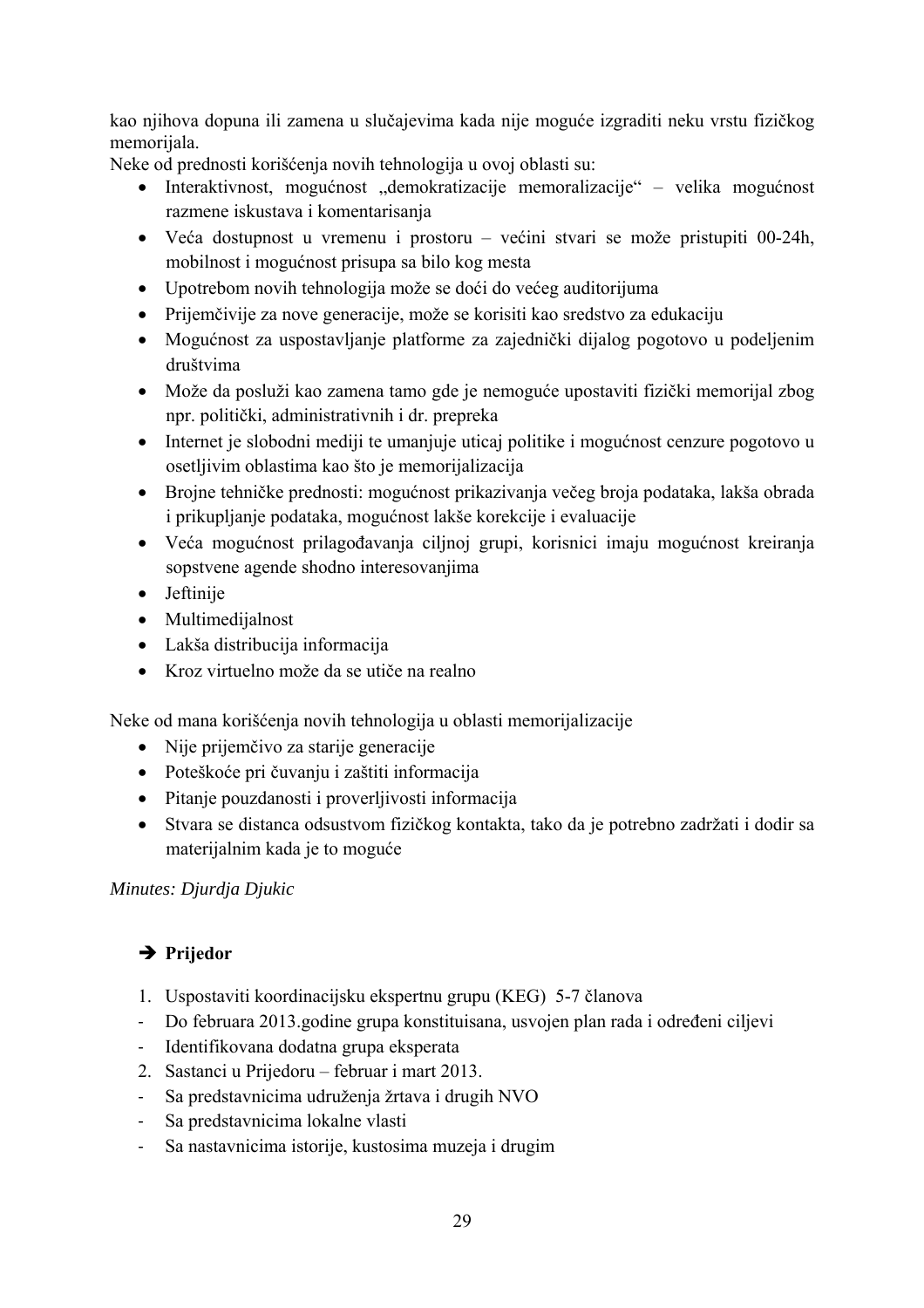kao njihova dopuna ili zamena u slučajevima kada nije moguće izgraditi neku vrstu fizičkog memorijala.
Neke od prednosti korišćenja novih tehnologija u ovoj oblasti su:

- Interaktivnost, mogućnost „demokratizacije memoralizacije" – velika mogućnost razmene iskustava i komentarisanja
- Veća dostupnost u vremenu i prostoru – većini stvari se može pristupiti 00-24h, mobilnost i mogućnost prisupa sa bilo kog mesta
- Upotrebom novih tehnologija može se doći do većeg auditorijuma
- Prijemčivije za nove generacije, može se korisiti kao sredstvo za edukaciju
- Mogućnost za uspostavljanje platforme za zajednički dijalog pogotovo u podeljenim društvima
- Može da posluži kao zamena tamo gde je nemoguće upostaviti fizički memorijal zbog npr. politički, administrativnih i dr. prepreka
- Internet je slobodni mediji te umanjuje uticaj politike i mogućnost cenzure pogotovo u osetljivim oblastima kao što je memorijalizacija
- Brojne tehničke prednosti: mogućnost prikazivanja većeg broja podataka, lakša obrada i prikupljanje podataka, mogućnost lakše korekcije i evaluacije
- Veća mogućnost prilagođavanja ciljnoj grupi, korisnici imaju mogućnost kreiranja sopstvene agende shodno interesovanjima
- Jeftinije
- Multimedijalnost
- Lakša distribucija informacija
- Kroz virtuelno može da se utiče na realno

Neke od mana korišćenja novih tehnologija u oblasti memorijalizacije

- Nije prijemčivo za starije generacije
- Poteškoće pri čuvanju i zaštiti informacija
- Pitanje pouzdanosti i proverljivosti informacija
- Stvara se distanca odsustvom fizičkog kontakta, tako da je potrebno zadržati i dodir sa materijalnim kada je to moguće

*Minutes: Djurdja Djukic*

### ➔ Prijedor

1. Uspostaviti koordinacijsku ekspertnu grupu (KEG) 5-7 članova

- Do februara 2013.godine grupa konstituisana, usvojen plan rada i određeni ciljevi
- Identifikovana dodatna grupa eksperata

2. Sastanci u Prijedoru – februar i mart 2013.

- Sa predstavnicima udruženja žrtava i drugih NVO
- Sa predstavnicima lokalne vlasti
- Sa nastavnicima istorije, kustosima muzeja i drugim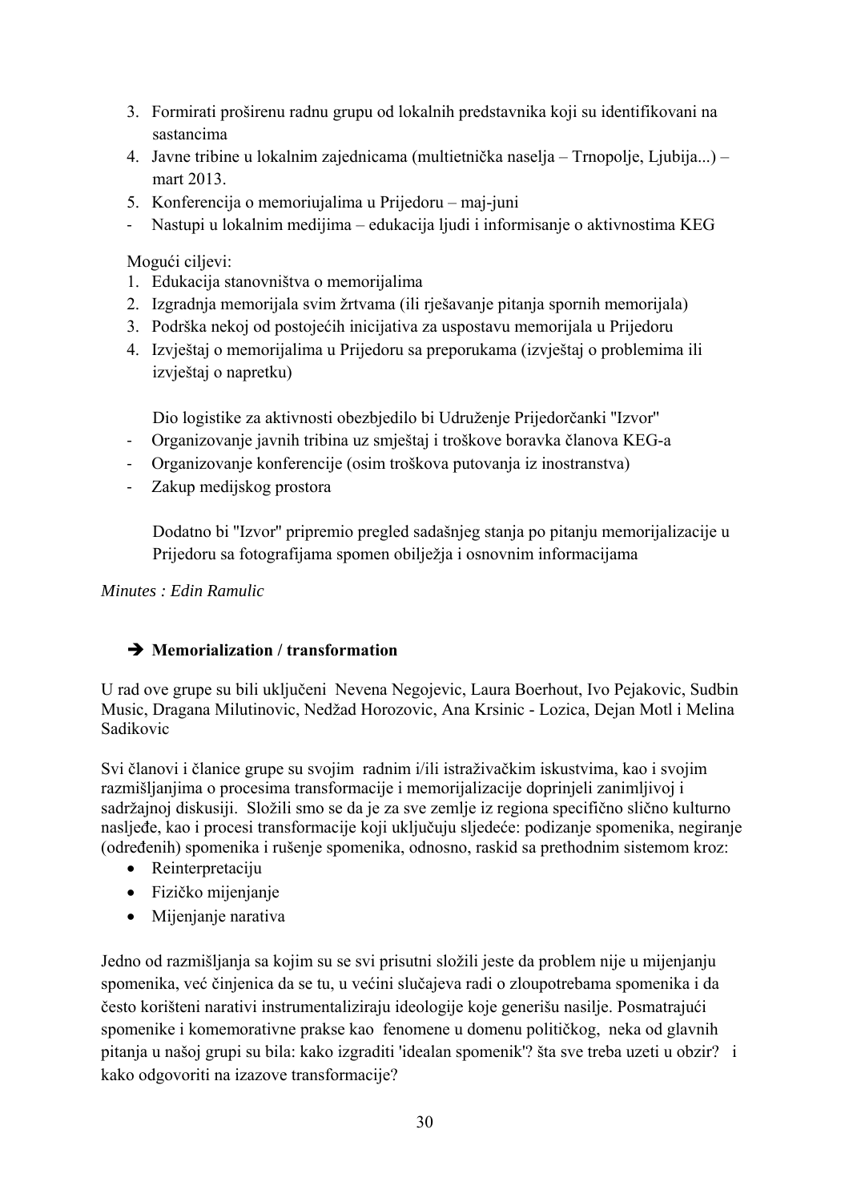3. Formirati proširenu radnu grupu od lokalnih predstavnika koji su identifikovani na sastancima
4. Javne tribine u lokalnim zajednicama (multietnička naselja – Trnopolje, Ljubija...) – mart 2013.
5. Konferencija o memoriujalima u Prijedoru – maj-juni

- Nastupi u lokalnim medijima – edukacija ljudi i informisanje o aktivnostima KEG

Mogući ciljevi:

1. Edukacija stanovništva o memorijalima
2. Izgradnja memorijala svim žrtvama (ili rješavanje pitanja spornih memorijala)
3. Podrška nekoj od postojećih inicijativa za uspostavu memorijala u Prijedoru
4. Izvještaj o memorijalima u Prijedoru sa preporukama (izvještaj o problemima ili izvještaj o napretku)

Dio logistike za aktivnosti obezbjedilo bi Udruženje Prijedorčanki "Izvor"

- Organizovanje javnih tribina uz smještaj i troškove boravka članova KEG-a
- Organizovanje konferencije (osim troškova putovanja iz inostranstva)
- Zakup medijskog prostora

Dodatno bi "Izvor" pripremio pregled sadašnjeg stanja po pitanju memorijalizacije u Prijedoru sa fotografijama spomen obilježja i osnovnim informacijama

*Minutes : Edin Ramulic*

### ➔ Memorialization / transformation

U rad ove grupe su bili uključeni Nevena Negojevic, Laura Boerhout, Ivo Pejakovic, Sudbin Music, Dragana Milutinovic, Nedžad Horozovic, Ana Krsinic - Lozica, Dejan Motl i Melina Sadikovic

Svi članovi i članice grupe su svojim radnim i/ili istraživačkim iskustvima, kao i svojim razmišljanjima o procesima transformacije i memorijalizacije doprinjeli zanimljivoj i sadržajnoj diskusiji. Složili smo se da je za sve zemlje iz regiona specifično slično kulturno nasljeđe, kao i procesi transformacije koji uključuju sljedeće: podizanje spomenika, negiranje (određenih) spomenika i rušenje spomenika, odnosno, raskid sa prethodnim sistemom kroz:

- Reinterpretaciju
- Fizičko mijenjanje
- Mijenjanje narativa

Jedno od razmišljanja sa kojim su se svi prisutni složili jeste da problem nije u mijenjanju spomenika, već činjenica da se tu, u većini slučajeva radi o zloupotrebama spomenika i da često korišteni narativi instrumentaliziraju ideologije koje generišu nasilje. Posmatrajući spomenike i komemorativne prakse kao fenomene u domenu političkog, neka od glavnih pitanja u našoj grupi su bila: kako izgraditi 'idealan spomenik'? šta sve treba uzeti u obzir? i kako odgovoriti na izazove transformacije?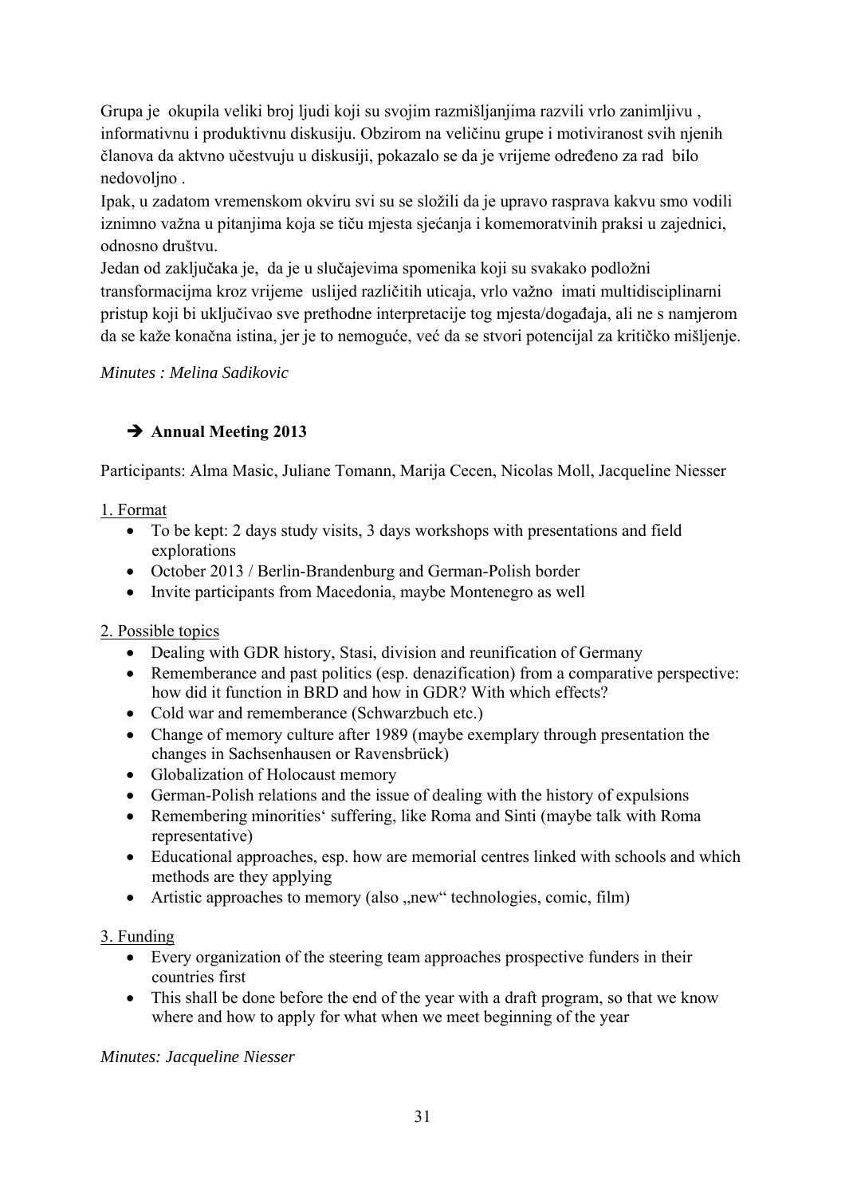Grupa je okupila veliki broj ljudi koji su svojim razmišljanjima razvili vrlo zanimljivu , informativnu i produktivnu diskusiju. Obzirom na veličinu grupe i motiviranost svih njenih članova da aktvno učestvuju u diskusiji, pokazalo se da je vrijeme određeno za rad bilo nedovoljno .

Ipak, u zadatom vremenskom okviru svi su se složili da je upravo rasprava kakvu smo vodili iznimno važna u pitanjima koja se tiču mjesta sjećanja i komemoratvinih praksi u zajednici, odnosno društvu.

Jedan od zaključaka je, da je u slučajevima spomenika koji su svakako podložni transformacijma kroz vrijeme uslijed različitih uticaja, vrlo važno imati multidisciplinarni pristup koji bi uključivao sve prethodne interpretacije tog mjesta/događaja, ali ne s namjerom da se kaže konačna istina, jer je to nemoguće, već da se stvori potencijal za kritičko mišljenje.

*Minutes : Melina Sadikovic*

### ➔ Annual Meeting 2013

Participants: Alma Masic, Juliane Tomann, Marija Cecen, Nicolas Moll, Jacqueline Niesser

1. Format
   - To be kept: 2 days study visits, 3 days workshops with presentations and field explorations
   - October 2013 / Berlin-Brandenburg and German-Polish border
   - Invite participants from Macedonia, maybe Montenegro as well

2. Possible topics
   - Dealing with GDR history, Stasi, division and reunification of Germany
   - Rememberance and past politics (esp. denazification) from a comparative perspective: how did it function in BRD and how in GDR? With which effects?
   - Cold war and rememberance (Schwarzbuch etc.)
   - Change of memory culture after 1989 (maybe exemplary through presentation the changes in Sachsenhausen or Ravensbrück)
   - Globalization of Holocaust memory
   - German-Polish relations and the issue of dealing with the history of expulsions
   - Remembering minorities' suffering, like Roma and Sinti (maybe talk with Roma representative)
   - Educational approaches, esp. how are memorial centres linked with schools and which methods are they applying
   - Artistic approaches to memory (also „new" technologies, comic, film)

3. Funding
   - Every organization of the steering team approaches prospective funders in their countries first
   - This shall be done before the end of the year with a draft program, so that we know where and how to apply for what when we meet beginning of the year

*Minutes: Jacqueline Niesser*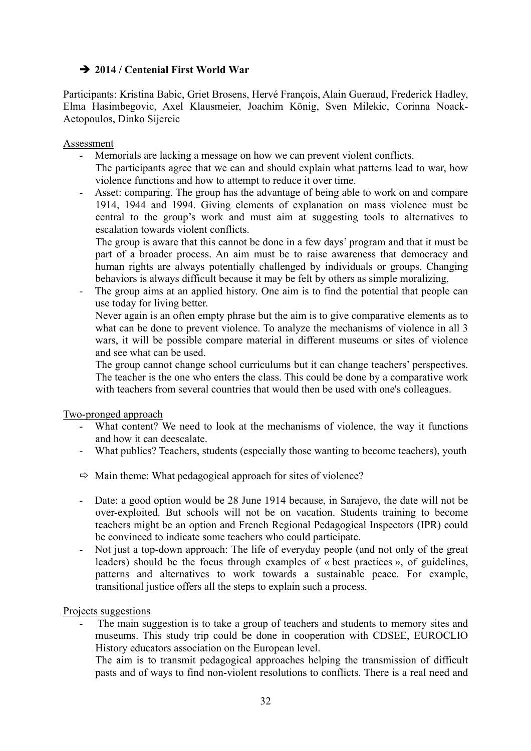## ➔ 2014 / Centenial First World War

Participants: Kristina Babic, Griet Brosens, Hervé François, Alain Gueraud, Frederick Hadley, Elma Hasimbegovic, Axel Klausmeier, Joachim König, Sven Milekic, Corinna Noack-Aetopoulos, Dinko Sijercic

Assessment

- Memorials are lacking a message on how we can prevent violent conflicts.
  The participants agree that we can and should explain what patterns lead to war, how violence functions and how to attempt to reduce it over time.
- Asset: comparing. The group has the advantage of being able to work on and compare 1914, 1944 and 1994. Giving elements of explanation on mass violence must be central to the group's work and must aim at suggesting tools to alternatives to escalation towards violent conflicts.
  The group is aware that this cannot be done in a few days' program and that it must be part of a broader process. An aim must be to raise awareness that democracy and human rights are always potentially challenged by individuals or groups. Changing behaviors is always difficult because it may be felt by others as simple moralizing.
- The group aims at an applied history. One aim is to find the potential that people can use today for living better.
  Never again is an often empty phrase but the aim is to give comparative elements as to what can be done to prevent violence. To analyze the mechanisms of violence in all 3 wars, it will be possible compare material in different museums or sites of violence and see what can be used.
  The group cannot change school curriculums but it can change teachers' perspectives. The teacher is the one who enters the class. This could be done by a comparative work with teachers from several countries that would then be used with one's colleagues.

Two-pronged approach

- What content? We need to look at the mechanisms of violence, the way it functions and how it can deescalate.
- What publics? Teachers, students (especially those wanting to become teachers), youth

⇨ Main theme: What pedagogical approach for sites of violence?

- Date: a good option would be 28 June 1914 because, in Sarajevo, the date will not be over-exploited. But schools will not be on vacation. Students training to become teachers might be an option and French Regional Pedagogical Inspectors (IPR) could be convinced to indicate some teachers who could participate.
- Not just a top-down approach: The life of everyday people (and not only of the great leaders) should be the focus through examples of « best practices », of guidelines, patterns and alternatives to work towards a sustainable peace. For example, transitional justice offers all the steps to explain such a process.

Projects suggestions

- The main suggestion is to take a group of teachers and students to memory sites and museums. This study trip could be done in cooperation with CDSEE, EUROCLIO History educators association on the European level.
  The aim is to transmit pedagogical approaches helping the transmission of difficult pasts and of ways to find non-violent resolutions to conflicts. There is a real need and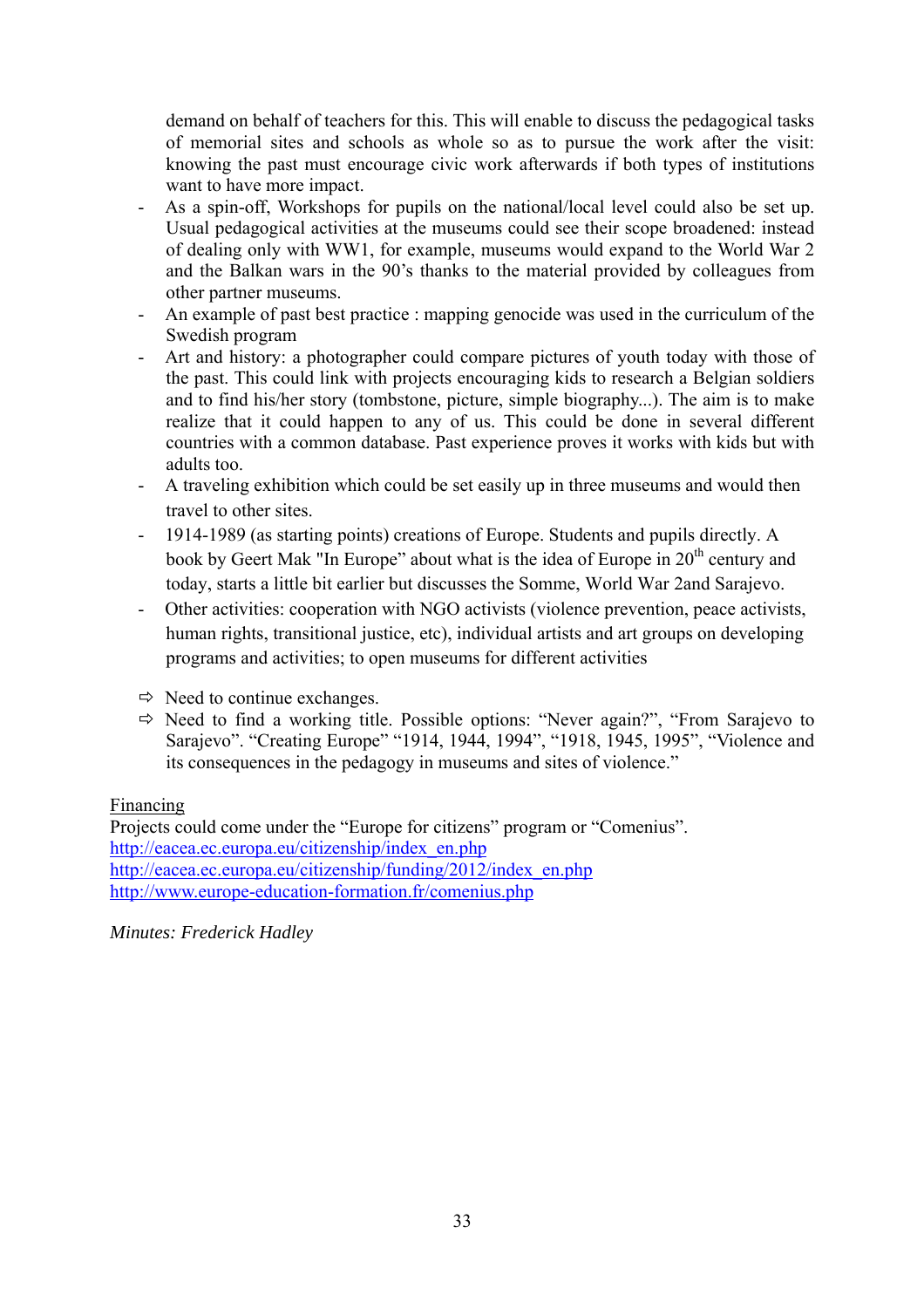demand on behalf of teachers for this. This will enable to discuss the pedagogical tasks of memorial sites and schools as whole so as to pursue the work after the visit: knowing the past must encourage civic work afterwards if both types of institutions want to have more impact.

- As a spin-off, Workshops for pupils on the national/local level could also be set up. Usual pedagogical activities at the museums could see their scope broadened: instead of dealing only with WW1, for example, museums would expand to the World War 2 and the Balkan wars in the 90's thanks to the material provided by colleagues from other partner museums.
- An example of past best practice : mapping genocide was used in the curriculum of the Swedish program
- Art and history: a photographer could compare pictures of youth today with those of the past. This could link with projects encouraging kids to research a Belgian soldiers and to find his/her story (tombstone, picture, simple biography...). The aim is to make realize that it could happen to any of us. This could be done in several different countries with a common database. Past experience proves it works with kids but with adults too.
- A traveling exhibition which could be set easily up in three museums and would then travel to other sites.
- 1914-1989 (as starting points) creations of Europe. Students and pupils directly. A book by Geert Mak "In Europe" about what is the idea of Europe in 20th century and today, starts a little bit earlier but discusses the Somme, World War 2and Sarajevo.
- Other activities: cooperation with NGO activists (violence prevention, peace activists, human rights, transitional justice, etc), individual artists and art groups on developing programs and activities; to open museums for different activities

⇨ Need to continue exchanges.

⇨ Need to find a working title. Possible options: "Never again?", "From Sarajevo to Sarajevo". "Creating Europe" "1914, 1944, 1994", "1918, 1945, 1995", "Violence and its consequences in the pedagogy in museums and sites of violence."

<u>Financing</u>

Projects could come under the "Europe for citizens" program or "Comenius".

http://eacea.ec.europa.eu/citizenship/index_en.php

http://eacea.ec.europa.eu/citizenship/funding/2012/index_en.php

http://www.europe-education-formation.fr/comenius.php

*Minutes: Frederick Hadley*